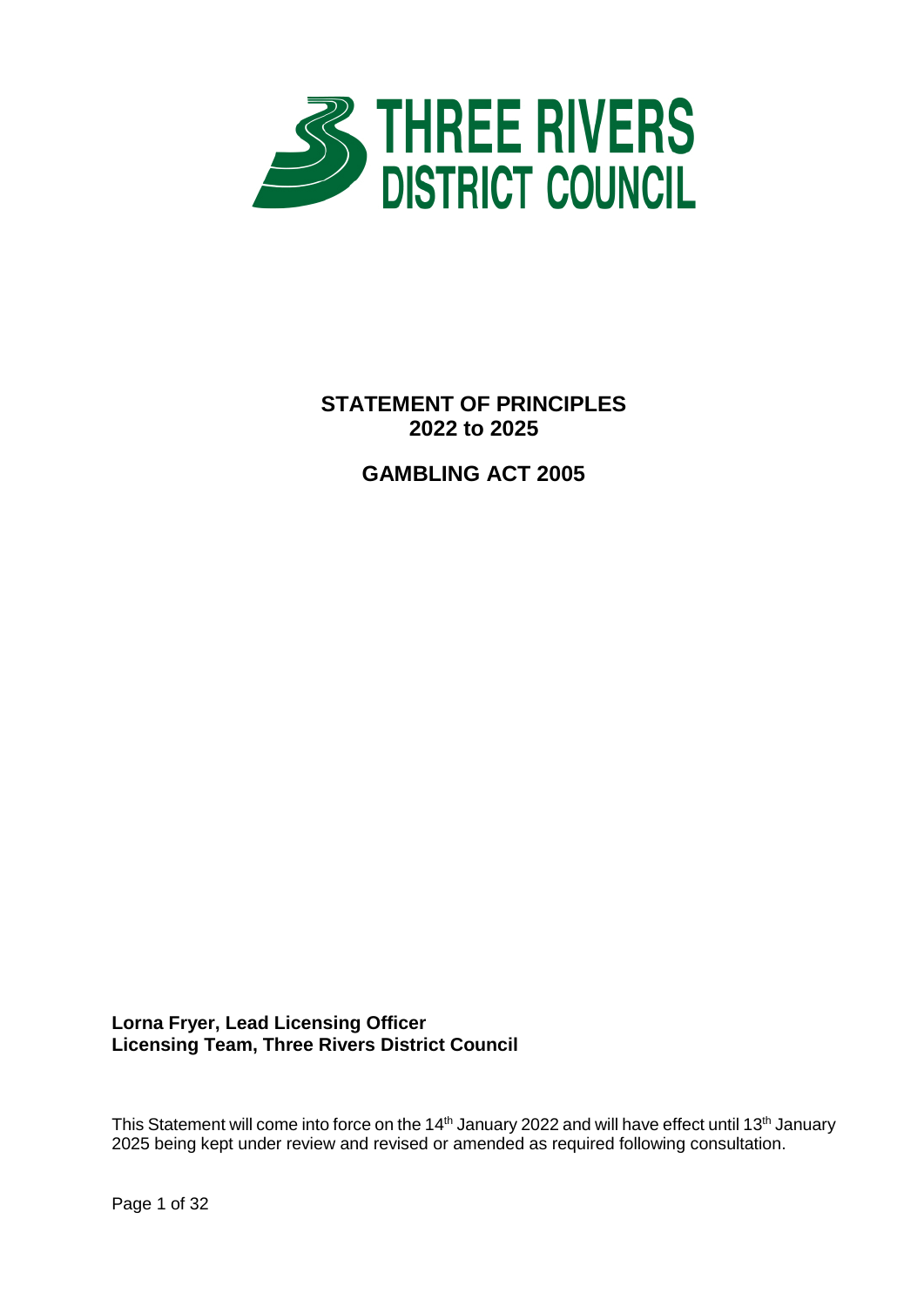# THREE RIVERS DISTRICT COUNCIL

## STATEMENT OF PRINCIPLES 2022 to 2025

## GAMBLING ACT 2005

**Lorna Fryer, Lead Licensing Officer**
**Licensing Team, Three Rivers District Council**

This Statement will come into force on the 14th January 2022 and will have effect until 13th January 2025 being kept under review and revised or amended as required following consultation.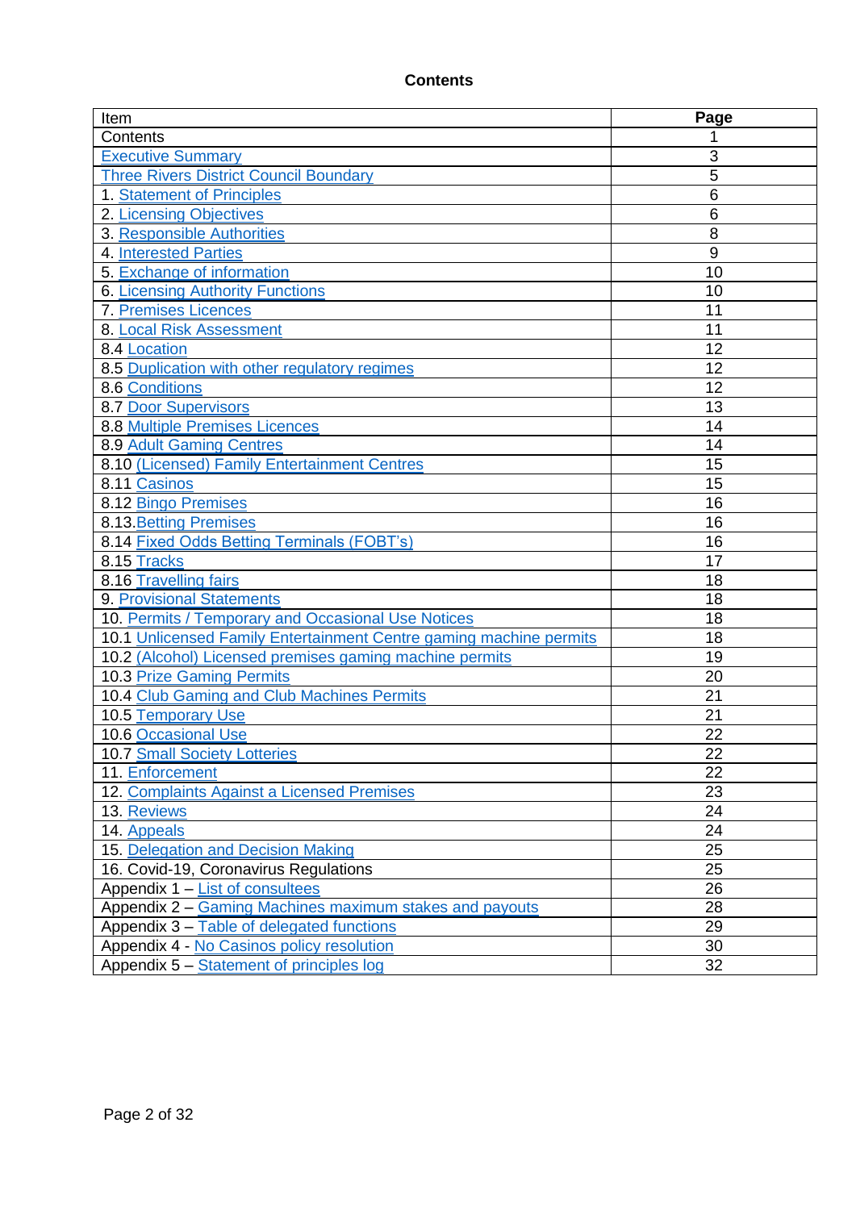**Contents**

| Item | Page |
|---|---|
| Contents | 1 |
| Executive Summary | 3 |
| Three Rivers District Council Boundary | 5 |
| 1. Statement of Principles | 6 |
| 2. Licensing Objectives | 6 |
| 3. Responsible Authorities | 8 |
| 4. Interested Parties | 9 |
| 5. Exchange of information | 10 |
| 6. Licensing Authority Functions | 10 |
| 7. Premises Licences | 11 |
| 8. Local Risk Assessment | 11 |
| 8.4 Location | 12 |
| 8.5 Duplication with other regulatory regimes | 12 |
| 8.6 Conditions | 12 |
| 8.7 Door Supervisors | 13 |
| 8.8 Multiple Premises Licences | 14 |
| 8.9 Adult Gaming Centres | 14 |
| 8.10 (Licensed) Family Entertainment Centres | 15 |
| 8.11 Casinos | 15 |
| 8.12 Bingo Premises | 16 |
| 8.13.Betting Premises | 16 |
| 8.14 Fixed Odds Betting Terminals (FOBT's) | 16 |
| 8.15 Tracks | 17 |
| 8.16 Travelling fairs | 18 |
| 9. Provisional Statements | 18 |
| 10. Permits / Temporary and Occasional Use Notices | 18 |
| 10.1 Unlicensed Family Entertainment Centre gaming machine permits | 18 |
| 10.2 (Alcohol) Licensed premises gaming machine permits | 19 |
| 10.3 Prize Gaming Permits | 20 |
| 10.4 Club Gaming and Club Machines Permits | 21 |
| 10.5 Temporary Use | 21 |
| 10.6 Occasional Use | 22 |
| 10.7 Small Society Lotteries | 22 |
| 11. Enforcement | 22 |
| 12. Complaints Against a Licensed Premises | 23 |
| 13. Reviews | 24 |
| 14. Appeals | 24 |
| 15. Delegation and Decision Making | 25 |
| 16. Covid-19, Coronavirus Regulations | 25 |
| Appendix 1 – List of consultees | 26 |
| Appendix 2 – Gaming Machines maximum stakes and payouts | 28 |
| Appendix 3 – Table of delegated functions | 29 |
| Appendix 4 - No Casinos policy resolution | 30 |
| Appendix 5 – Statement of principles log | 32 |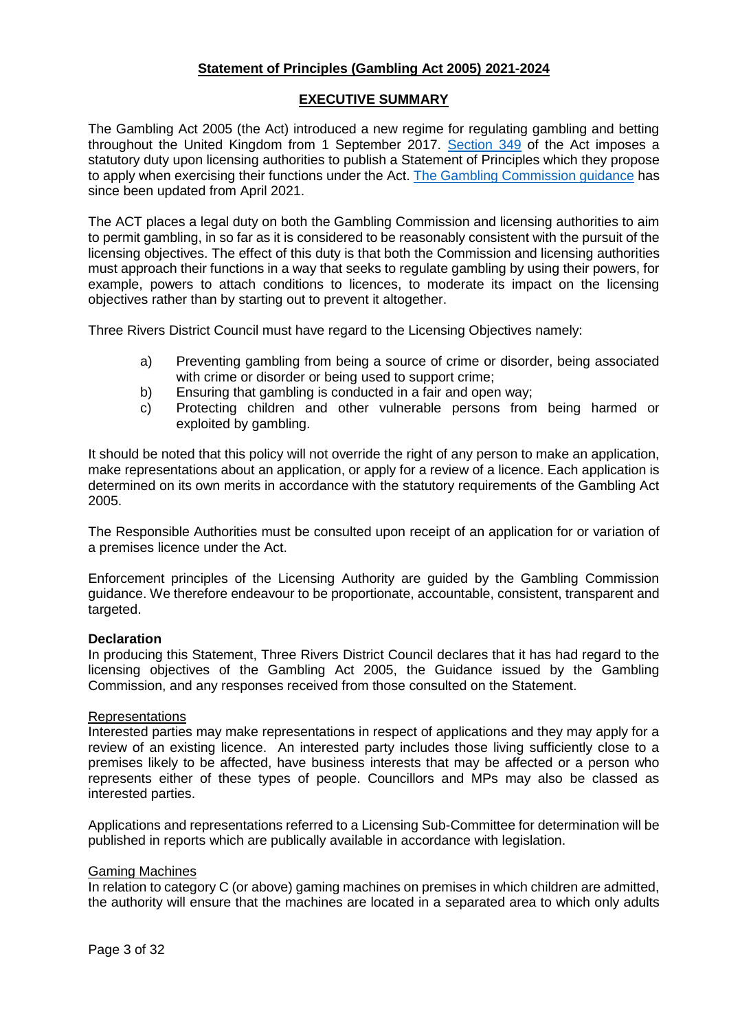**Statement of Principles (Gambling Act 2005) 2021-2024**

**EXECUTIVE SUMMARY**

The Gambling Act 2005 (the Act) introduced a new regime for regulating gambling and betting throughout the United Kingdom from 1 September 2017. Section 349 of the Act imposes a statutory duty upon licensing authorities to publish a Statement of Principles which they propose to apply when exercising their functions under the Act. The Gambling Commission guidance has since been updated from April 2021.

The ACT places a legal duty on both the Gambling Commission and licensing authorities to aim to permit gambling, in so far as it is considered to be reasonably consistent with the pursuit of the licensing objectives. The effect of this duty is that both the Commission and licensing authorities must approach their functions in a way that seeks to regulate gambling by using their powers, for example, powers to attach conditions to licences, to moderate its impact on the licensing objectives rather than by starting out to prevent it altogether.

Three Rivers District Council must have regard to the Licensing Objectives namely:

a) Preventing gambling from being a source of crime or disorder, being associated with crime or disorder or being used to support crime;
b) Ensuring that gambling is conducted in a fair and open way;
c) Protecting children and other vulnerable persons from being harmed or exploited by gambling.

It should be noted that this policy will not override the right of any person to make an application, make representations about an application, or apply for a review of a licence. Each application is determined on its own merits in accordance with the statutory requirements of the Gambling Act 2005.

The Responsible Authorities must be consulted upon receipt of an application for or variation of a premises licence under the Act.

Enforcement principles of the Licensing Authority are guided by the Gambling Commission guidance. We therefore endeavour to be proportionate, accountable, consistent, transparent and targeted.

**Declaration**
In producing this Statement, Three Rivers District Council declares that it has had regard to the licensing objectives of the Gambling Act 2005, the Guidance issued by the Gambling Commission, and any responses received from those consulted on the Statement.

Representations
Interested parties may make representations in respect of applications and they may apply for a review of an existing licence. An interested party includes those living sufficiently close to a premises likely to be affected, have business interests that may be affected or a person who represents either of these types of people. Councillors and MPs may also be classed as interested parties.

Applications and representations referred to a Licensing Sub-Committee for determination will be published in reports which are publically available in accordance with legislation.

Gaming Machines
In relation to category C (or above) gaming machines on premises in which children are admitted, the authority will ensure that the machines are located in a separated area to which only adults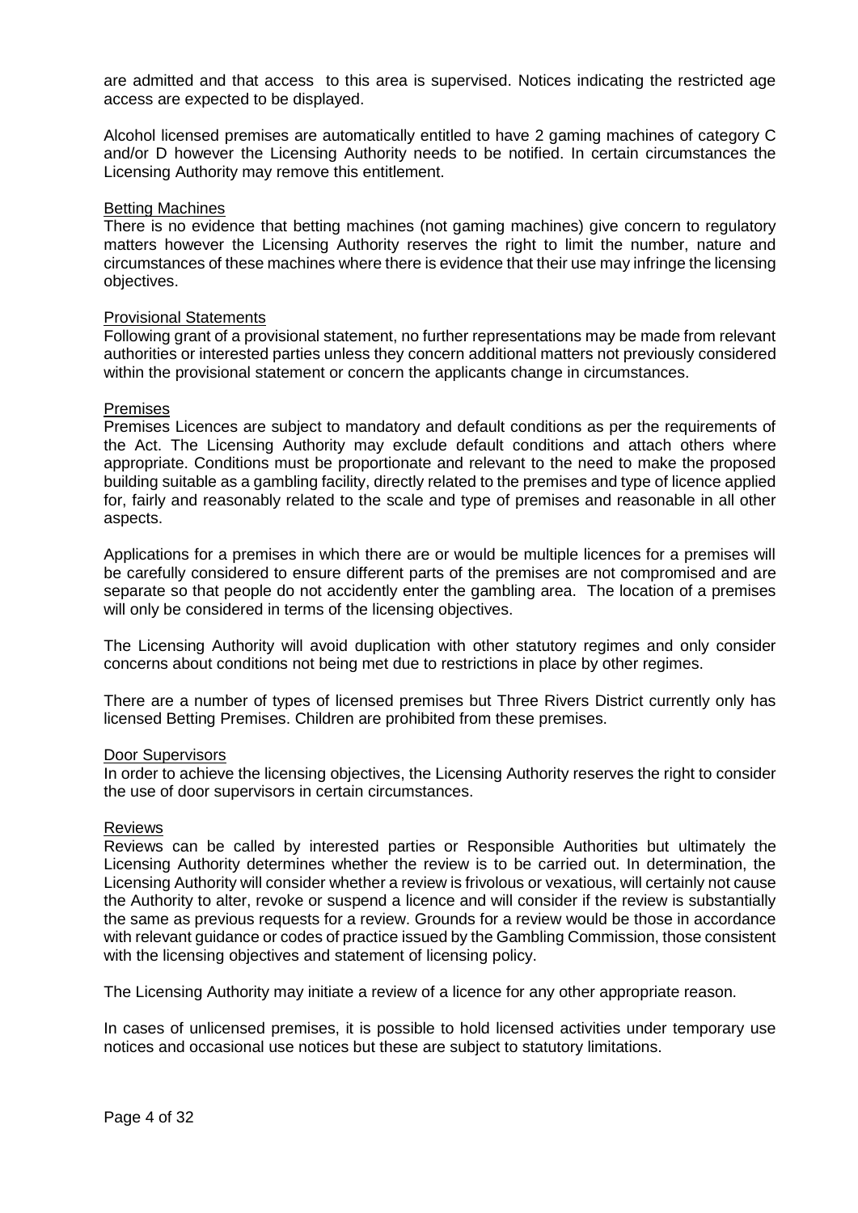are admitted and that access to this area is supervised. Notices indicating the restricted age access are expected to be displayed.

Alcohol licensed premises are automatically entitled to have 2 gaming machines of category C and/or D however the Licensing Authority needs to be notified. In certain circumstances the Licensing Authority may remove this entitlement.

### Betting Machines

There is no evidence that betting machines (not gaming machines) give concern to regulatory matters however the Licensing Authority reserves the right to limit the number, nature and circumstances of these machines where there is evidence that their use may infringe the licensing objectives.

### Provisional Statements

Following grant of a provisional statement, no further representations may be made from relevant authorities or interested parties unless they concern additional matters not previously considered within the provisional statement or concern the applicants change in circumstances.

### Premises

Premises Licences are subject to mandatory and default conditions as per the requirements of the Act. The Licensing Authority may exclude default conditions and attach others where appropriate. Conditions must be proportionate and relevant to the need to make the proposed building suitable as a gambling facility, directly related to the premises and type of licence applied for, fairly and reasonably related to the scale and type of premises and reasonable in all other aspects.

Applications for a premises in which there are or would be multiple licences for a premises will be carefully considered to ensure different parts of the premises are not compromised and are separate so that people do not accidently enter the gambling area. The location of a premises will only be considered in terms of the licensing objectives.

The Licensing Authority will avoid duplication with other statutory regimes and only consider concerns about conditions not being met due to restrictions in place by other regimes.

There are a number of types of licensed premises but Three Rivers District currently only has licensed Betting Premises. Children are prohibited from these premises.

### Door Supervisors

In order to achieve the licensing objectives, the Licensing Authority reserves the right to consider the use of door supervisors in certain circumstances.

### Reviews

Reviews can be called by interested parties or Responsible Authorities but ultimately the Licensing Authority determines whether the review is to be carried out. In determination, the Licensing Authority will consider whether a review is frivolous or vexatious, will certainly not cause the Authority to alter, revoke or suspend a licence and will consider if the review is substantially the same as previous requests for a review. Grounds for a review would be those in accordance with relevant guidance or codes of practice issued by the Gambling Commission, those consistent with the licensing objectives and statement of licensing policy.

The Licensing Authority may initiate a review of a licence for any other appropriate reason.

In cases of unlicensed premises, it is possible to hold licensed activities under temporary use notices and occasional use notices but these are subject to statutory limitations.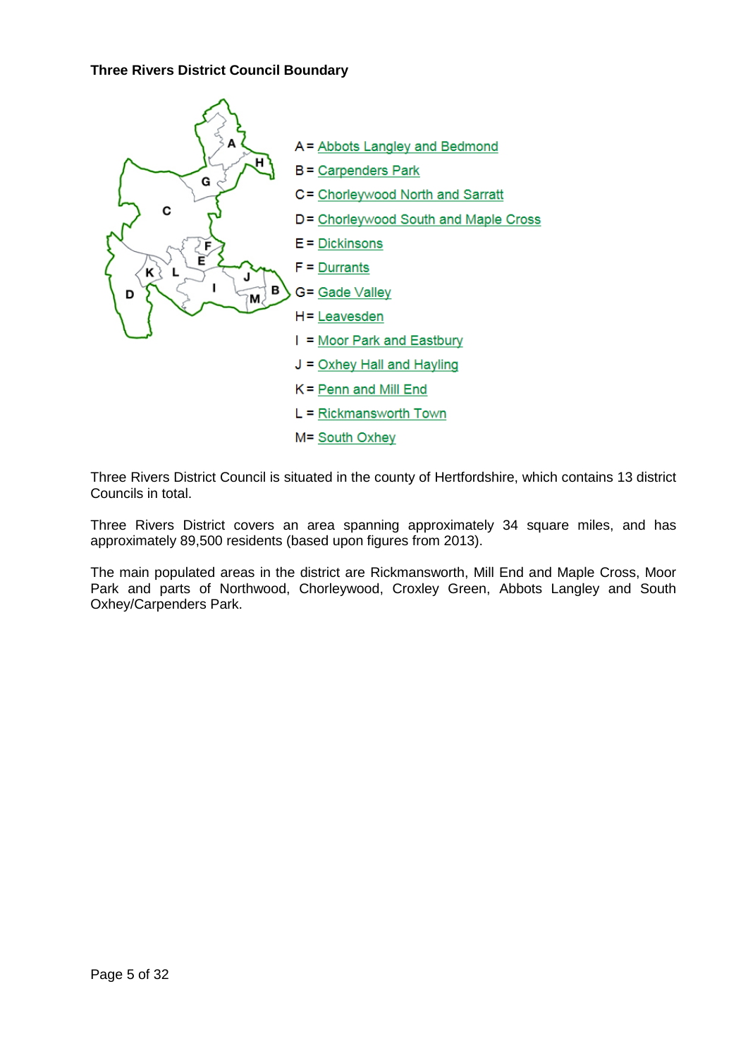**Three Rivers District Council Boundary**

A = Abbots Langley and Bedmond
B = Carpenders Park
C = Chorleywood North and Sarratt
D = Chorleywood South and Maple Cross
E = Dickinsons
F = Durrants
G = Gade Valley
H = Leavesden
I = Moor Park and Eastbury
J = Oxhey Hall and Hayling
K = Penn and Mill End
L = Rickmansworth Town
M = South Oxhey

Three Rivers District Council is situated in the county of Hertfordshire, which contains 13 district Councils in total.

Three Rivers District covers an area spanning approximately 34 square miles, and has approximately 89,500 residents (based upon figures from 2013).

The main populated areas in the district are Rickmansworth, Mill End and Maple Cross, Moor Park and parts of Northwood, Chorleywood, Croxley Green, Abbots Langley and South Oxhey/Carpenders Park.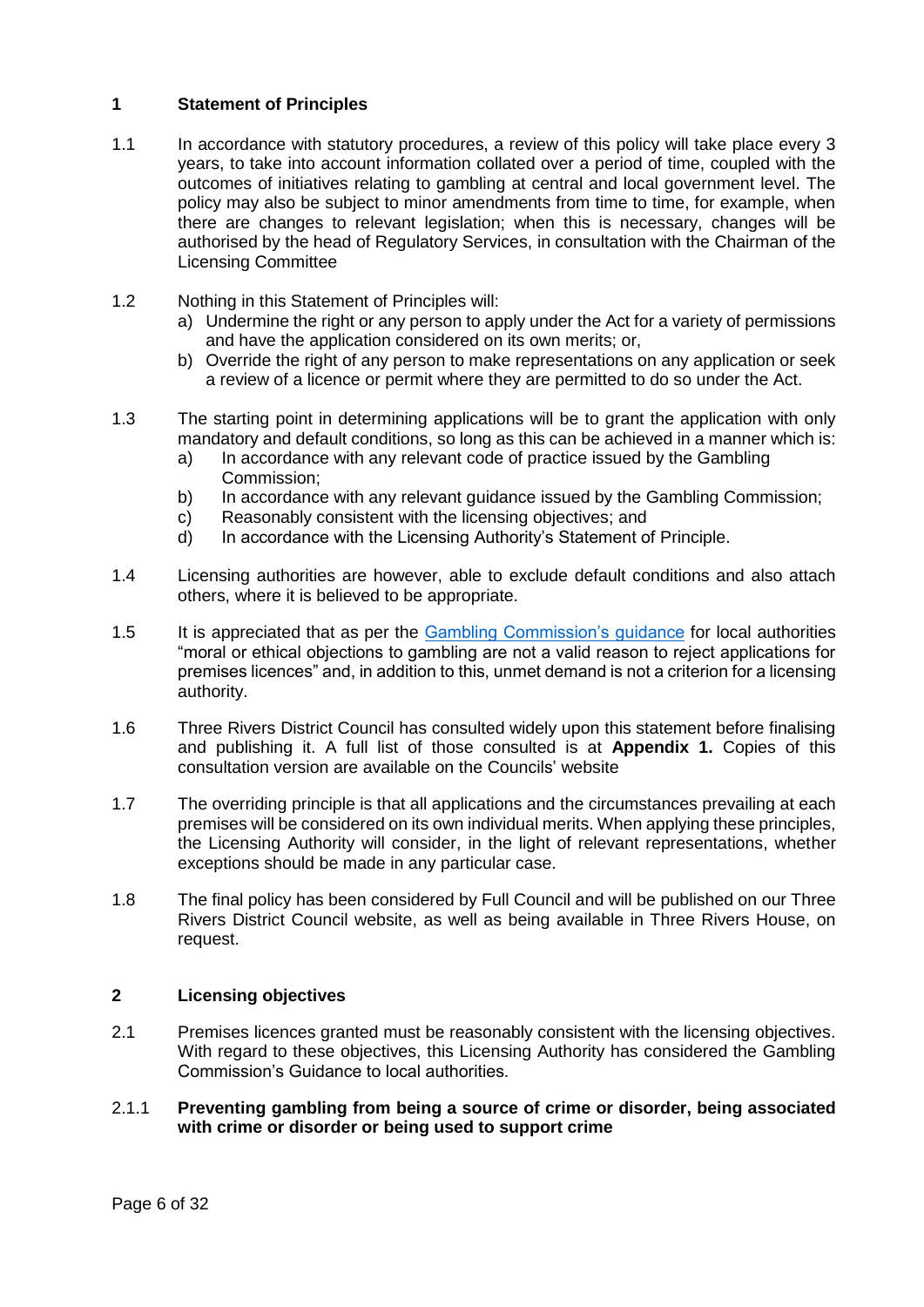## 1 Statement of Principles

1.1 In accordance with statutory procedures, a review of this policy will take place every 3 years, to take into account information collated over a period of time, coupled with the outcomes of initiatives relating to gambling at central and local government level. The policy may also be subject to minor amendments from time to time, for example, when there are changes to relevant legislation; when this is necessary, changes will be authorised by the head of Regulatory Services, in consultation with the Chairman of the Licensing Committee

1.2 Nothing in this Statement of Principles will:

a) Undermine the right or any person to apply under the Act for a variety of permissions and have the application considered on its own merits; or,
b) Override the right of any person to make representations on any application or seek a review of a licence or permit where they are permitted to do so under the Act.

1.3 The starting point in determining applications will be to grant the application with only mandatory and default conditions, so long as this can be achieved in a manner which is:

a) In accordance with any relevant code of practice issued by the Gambling Commission;
b) In accordance with any relevant guidance issued by the Gambling Commission;
c) Reasonably consistent with the licensing objectives; and
d) In accordance with the Licensing Authority's Statement of Principle.

1.4 Licensing authorities are however, able to exclude default conditions and also attach others, where it is believed to be appropriate.

1.5 It is appreciated that as per the Gambling Commission's guidance for local authorities "moral or ethical objections to gambling are not a valid reason to reject applications for premises licences" and, in addition to this, unmet demand is not a criterion for a licensing authority.

1.6 Three Rivers District Council has consulted widely upon this statement before finalising and publishing it. A full list of those consulted is at **Appendix 1.** Copies of this consultation version are available on the Councils' website

1.7 The overriding principle is that all applications and the circumstances prevailing at each premises will be considered on its own individual merits. When applying these principles, the Licensing Authority will consider, in the light of relevant representations, whether exceptions should be made in any particular case.

1.8 The final policy has been considered by Full Council and will be published on our Three Rivers District Council website, as well as being available in Three Rivers House, on request.

## 2 Licensing objectives

2.1 Premises licences granted must be reasonably consistent with the licensing objectives. With regard to these objectives, this Licensing Authority has considered the Gambling Commission's Guidance to local authorities.

2.1.1 **Preventing gambling from being a source of crime or disorder, being associated with crime or disorder or being used to support crime**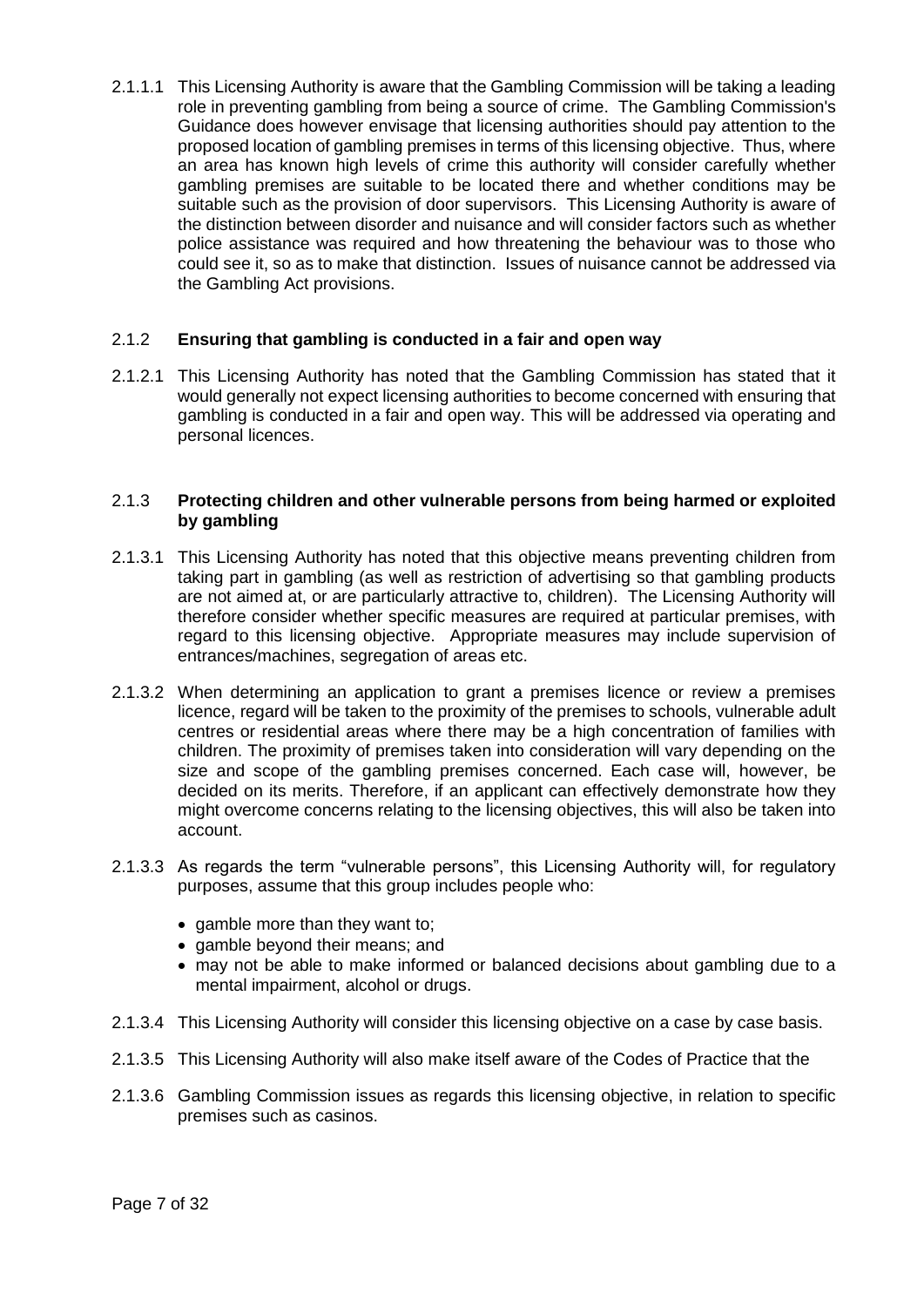2.1.1.1 This Licensing Authority is aware that the Gambling Commission will be taking a leading role in preventing gambling from being a source of crime. The Gambling Commission's Guidance does however envisage that licensing authorities should pay attention to the proposed location of gambling premises in terms of this licensing objective. Thus, where an area has known high levels of crime this authority will consider carefully whether gambling premises are suitable to be located there and whether conditions may be suitable such as the provision of door supervisors. This Licensing Authority is aware of the distinction between disorder and nuisance and will consider factors such as whether police assistance was required and how threatening the behaviour was to those who could see it, so as to make that distinction. Issues of nuisance cannot be addressed via the Gambling Act provisions.

### 2.1.2 **Ensuring that gambling is conducted in a fair and open way**

2.1.2.1 This Licensing Authority has noted that the Gambling Commission has stated that it would generally not expect licensing authorities to become concerned with ensuring that gambling is conducted in a fair and open way. This will be addressed via operating and personal licences.

### 2.1.3 **Protecting children and other vulnerable persons from being harmed or exploited by gambling**

2.1.3.1 This Licensing Authority has noted that this objective means preventing children from taking part in gambling (as well as restriction of advertising so that gambling products are not aimed at, or are particularly attractive to, children). The Licensing Authority will therefore consider whether specific measures are required at particular premises, with regard to this licensing objective. Appropriate measures may include supervision of entrances/machines, segregation of areas etc.

2.1.3.2 When determining an application to grant a premises licence or review a premises licence, regard will be taken to the proximity of the premises to schools, vulnerable adult centres or residential areas where there may be a high concentration of families with children. The proximity of premises taken into consideration will vary depending on the size and scope of the gambling premises concerned. Each case will, however, be decided on its merits. Therefore, if an applicant can effectively demonstrate how they might overcome concerns relating to the licensing objectives, this will also be taken into account.

2.1.3.3 As regards the term "vulnerable persons", this Licensing Authority will, for regulatory purposes, assume that this group includes people who:

- gamble more than they want to;
- gamble beyond their means; and
- may not be able to make informed or balanced decisions about gambling due to a mental impairment, alcohol or drugs.

2.1.3.4 This Licensing Authority will consider this licensing objective on a case by case basis.

2.1.3.5 This Licensing Authority will also make itself aware of the Codes of Practice that the

2.1.3.6 Gambling Commission issues as regards this licensing objective, in relation to specific premises such as casinos.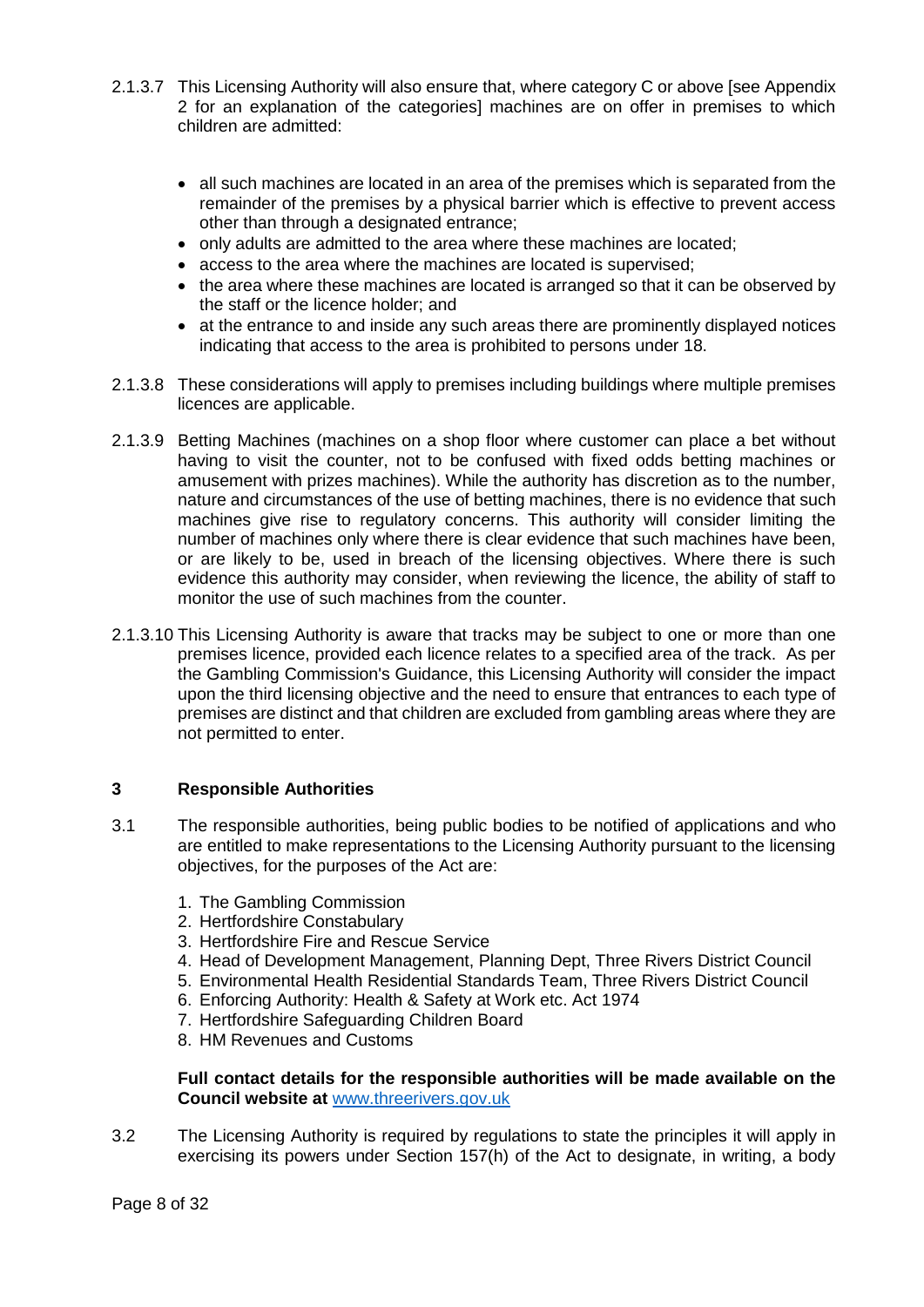2.1.3.7 This Licensing Authority will also ensure that, where category C or above [see Appendix 2 for an explanation of the categories] machines are on offer in premises to which children are admitted:

- all such machines are located in an area of the premises which is separated from the remainder of the premises by a physical barrier which is effective to prevent access other than through a designated entrance;
- only adults are admitted to the area where these machines are located;
- access to the area where the machines are located is supervised;
- the area where these machines are located is arranged so that it can be observed by the staff or the licence holder; and
- at the entrance to and inside any such areas there are prominently displayed notices indicating that access to the area is prohibited to persons under 18.

2.1.3.8 These considerations will apply to premises including buildings where multiple premises licences are applicable.

2.1.3.9 Betting Machines (machines on a shop floor where customer can place a bet without having to visit the counter, not to be confused with fixed odds betting machines or amusement with prizes machines). While the authority has discretion as to the number, nature and circumstances of the use of betting machines, there is no evidence that such machines give rise to regulatory concerns. This authority will consider limiting the number of machines only where there is clear evidence that such machines have been, or are likely to be, used in breach of the licensing objectives. Where there is such evidence this authority may consider, when reviewing the licence, the ability of staff to monitor the use of such machines from the counter.

2.1.3.10 This Licensing Authority is aware that tracks may be subject to one or more than one premises licence, provided each licence relates to a specified area of the track. As per the Gambling Commission's Guidance, this Licensing Authority will consider the impact upon the third licensing objective and the need to ensure that entrances to each type of premises are distinct and that children are excluded from gambling areas where they are not permitted to enter.

## 3 Responsible Authorities

3.1 The responsible authorities, being public bodies to be notified of applications and who are entitled to make representations to the Licensing Authority pursuant to the licensing objectives, for the purposes of the Act are:

1. The Gambling Commission
2. Hertfordshire Constabulary
3. Hertfordshire Fire and Rescue Service
4. Head of Development Management, Planning Dept, Three Rivers District Council
5. Environmental Health Residential Standards Team, Three Rivers District Council
6. Enforcing Authority: Health & Safety at Work etc. Act 1974
7. Hertfordshire Safeguarding Children Board
8. HM Revenues and Customs

**Full contact details for the responsible authorities will be made available on the Council website at** [www.threerivers.gov.uk](http://www.threerivers.gov.uk)

3.2 The Licensing Authority is required by regulations to state the principles it will apply in exercising its powers under Section 157(h) of the Act to designate, in writing, a body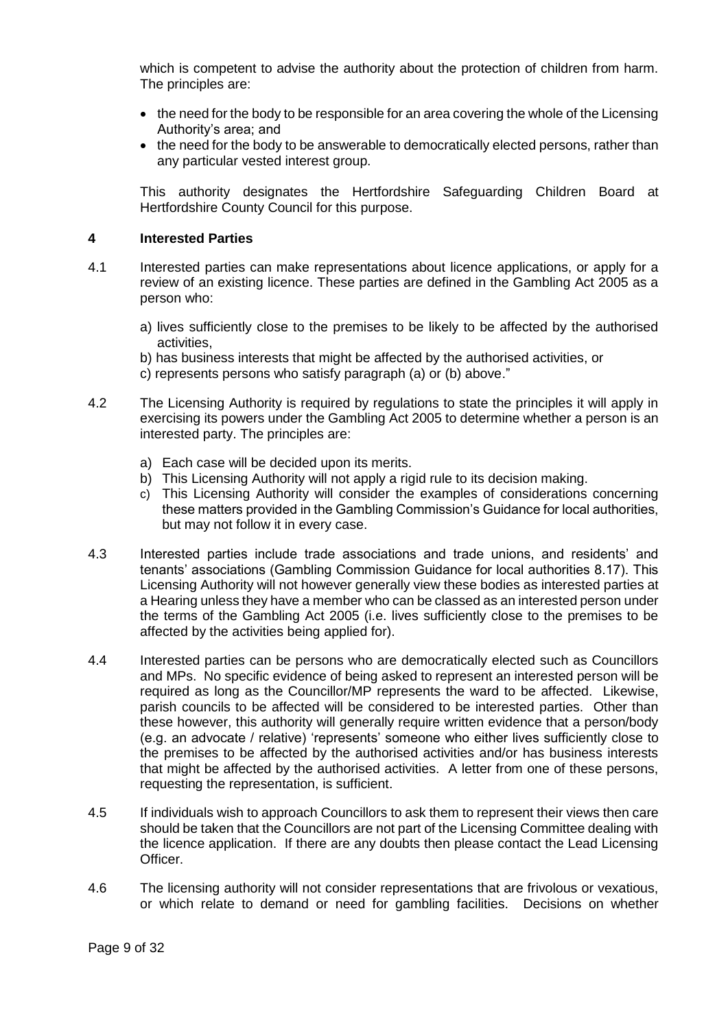which is competent to advise the authority about the protection of children from harm. The principles are:

- the need for the body to be responsible for an area covering the whole of the Licensing Authority's area; and
- the need for the body to be answerable to democratically elected persons, rather than any particular vested interest group.

This authority designates the Hertfordshire Safeguarding Children Board at Hertfordshire County Council for this purpose.

## 4 Interested Parties

4.1 Interested parties can make representations about licence applications, or apply for a review of an existing licence. These parties are defined in the Gambling Act 2005 as a person who:

a) lives sufficiently close to the premises to be likely to be affected by the authorised activities,
b) has business interests that might be affected by the authorised activities, or
c) represents persons who satisfy paragraph (a) or (b) above."

4.2 The Licensing Authority is required by regulations to state the principles it will apply in exercising its powers under the Gambling Act 2005 to determine whether a person is an interested party. The principles are:

a) Each case will be decided upon its merits.
b) This Licensing Authority will not apply a rigid rule to its decision making.
c) This Licensing Authority will consider the examples of considerations concerning these matters provided in the Gambling Commission's Guidance for local authorities, but may not follow it in every case.

4.3 Interested parties include trade associations and trade unions, and residents' and tenants' associations (Gambling Commission Guidance for local authorities 8.17). This Licensing Authority will not however generally view these bodies as interested parties at a Hearing unless they have a member who can be classed as an interested person under the terms of the Gambling Act 2005 (i.e. lives sufficiently close to the premises to be affected by the activities being applied for).

4.4 Interested parties can be persons who are democratically elected such as Councillors and MPs. No specific evidence of being asked to represent an interested person will be required as long as the Councillor/MP represents the ward to be affected. Likewise, parish councils to be affected will be considered to be interested parties. Other than these however, this authority will generally require written evidence that a person/body (e.g. an advocate / relative) 'represents' someone who either lives sufficiently close to the premises to be affected by the authorised activities and/or has business interests that might be affected by the authorised activities. A letter from one of these persons, requesting the representation, is sufficient.

4.5 If individuals wish to approach Councillors to ask them to represent their views then care should be taken that the Councillors are not part of the Licensing Committee dealing with the licence application. If there are any doubts then please contact the Lead Licensing Officer.

4.6 The licensing authority will not consider representations that are frivolous or vexatious, or which relate to demand or need for gambling facilities. Decisions on whether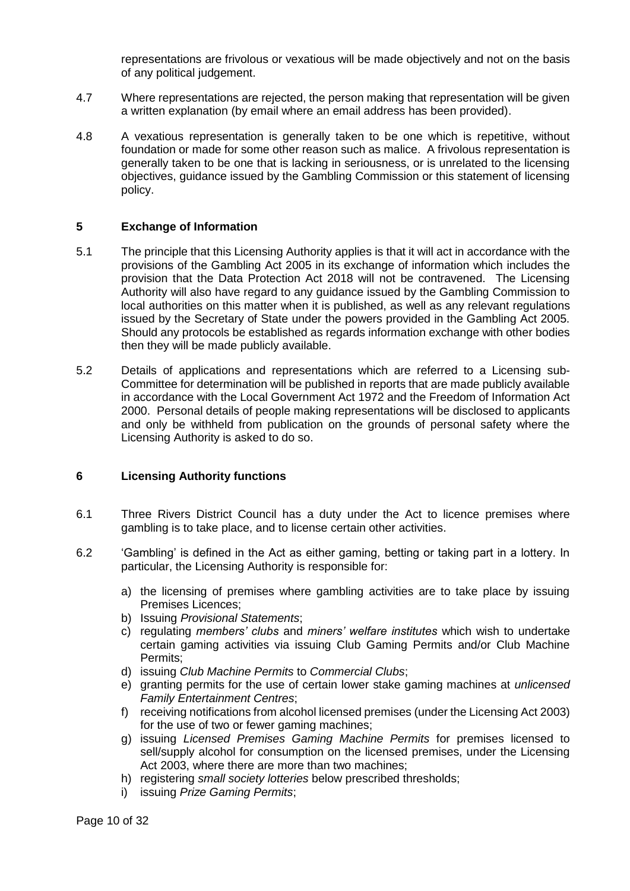representations are frivolous or vexatious will be made objectively and not on the basis of any political judgement.

4.7 Where representations are rejected, the person making that representation will be given a written explanation (by email where an email address has been provided).

4.8 A vexatious representation is generally taken to be one which is repetitive, without foundation or made for some other reason such as malice. A frivolous representation is generally taken to be one that is lacking in seriousness, or is unrelated to the licensing objectives, guidance issued by the Gambling Commission or this statement of licensing policy.

## 5 Exchange of Information

5.1 The principle that this Licensing Authority applies is that it will act in accordance with the provisions of the Gambling Act 2005 in its exchange of information which includes the provision that the Data Protection Act 2018 will not be contravened. The Licensing Authority will also have regard to any guidance issued by the Gambling Commission to local authorities on this matter when it is published, as well as any relevant regulations issued by the Secretary of State under the powers provided in the Gambling Act 2005. Should any protocols be established as regards information exchange with other bodies then they will be made publicly available.

5.2 Details of applications and representations which are referred to a Licensing sub-Committee for determination will be published in reports that are made publicly available in accordance with the Local Government Act 1972 and the Freedom of Information Act 2000. Personal details of people making representations will be disclosed to applicants and only be withheld from publication on the grounds of personal safety where the Licensing Authority is asked to do so.

## 6 Licensing Authority functions

6.1 Three Rivers District Council has a duty under the Act to licence premises where gambling is to take place, and to license certain other activities.

6.2 'Gambling' is defined in the Act as either gaming, betting or taking part in a lottery. In particular, the Licensing Authority is responsible for:

a) the licensing of premises where gambling activities are to take place by issuing Premises Licences;
b) Issuing *Provisional Statements*;
c) regulating *members' clubs* and *miners' welfare institutes* which wish to undertake certain gaming activities via issuing Club Gaming Permits and/or Club Machine Permits;
d) issuing *Club Machine Permits* to *Commercial Clubs*;
e) granting permits for the use of certain lower stake gaming machines at *unlicensed Family Entertainment Centres*;
f) receiving notifications from alcohol licensed premises (under the Licensing Act 2003) for the use of two or fewer gaming machines;
g) issuing *Licensed Premises Gaming Machine Permits* for premises licensed to sell/supply alcohol for consumption on the licensed premises, under the Licensing Act 2003, where there are more than two machines;
h) registering *small society lotteries* below prescribed thresholds;
i) issuing *Prize Gaming Permits*;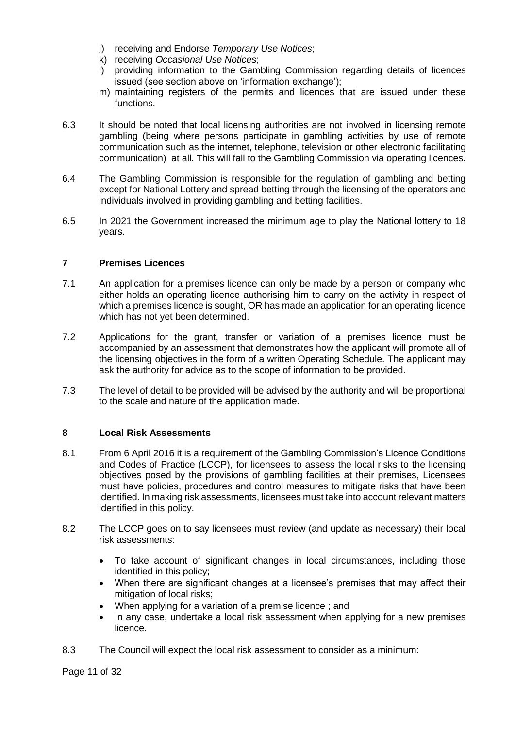j) receiving and Endorse *Temporary Use Notices*;
k) receiving *Occasional Use Notices*;
l) providing information to the Gambling Commission regarding details of licences issued (see section above on 'information exchange');
m) maintaining registers of the permits and licences that are issued under these functions.

6.3 It should be noted that local licensing authorities are not involved in licensing remote gambling (being where persons participate in gambling activities by use of remote communication such as the internet, telephone, television or other electronic facilitating communication) at all. This will fall to the Gambling Commission via operating licences.

6.4 The Gambling Commission is responsible for the regulation of gambling and betting except for National Lottery and spread betting through the licensing of the operators and individuals involved in providing gambling and betting facilities.

6.5 In 2021 the Government increased the minimum age to play the National lottery to 18 years.

## 7 Premises Licences

7.1 An application for a premises licence can only be made by a person or company who either holds an operating licence authorising him to carry on the activity in respect of which a premises licence is sought, OR has made an application for an operating licence which has not yet been determined.

7.2 Applications for the grant, transfer or variation of a premises licence must be accompanied by an assessment that demonstrates how the applicant will promote all of the licensing objectives in the form of a written Operating Schedule. The applicant may ask the authority for advice as to the scope of information to be provided.

7.3 The level of detail to be provided will be advised by the authority and will be proportional to the scale and nature of the application made.

## 8 Local Risk Assessments

8.1 From 6 April 2016 it is a requirement of the Gambling Commission's Licence Conditions and Codes of Practice (LCCP), for licensees to assess the local risks to the licensing objectives posed by the provisions of gambling facilities at their premises, Licensees must have policies, procedures and control measures to mitigate risks that have been identified. In making risk assessments, licensees must take into account relevant matters identified in this policy.

8.2 The LCCP goes on to say licensees must review (and update as necessary) their local risk assessments:

- To take account of significant changes in local circumstances, including those identified in this policy;
- When there are significant changes at a licensee's premises that may affect their mitigation of local risks;
- When applying for a variation of a premise licence ; and
- In any case, undertake a local risk assessment when applying for a new premises licence.

8.3 The Council will expect the local risk assessment to consider as a minimum: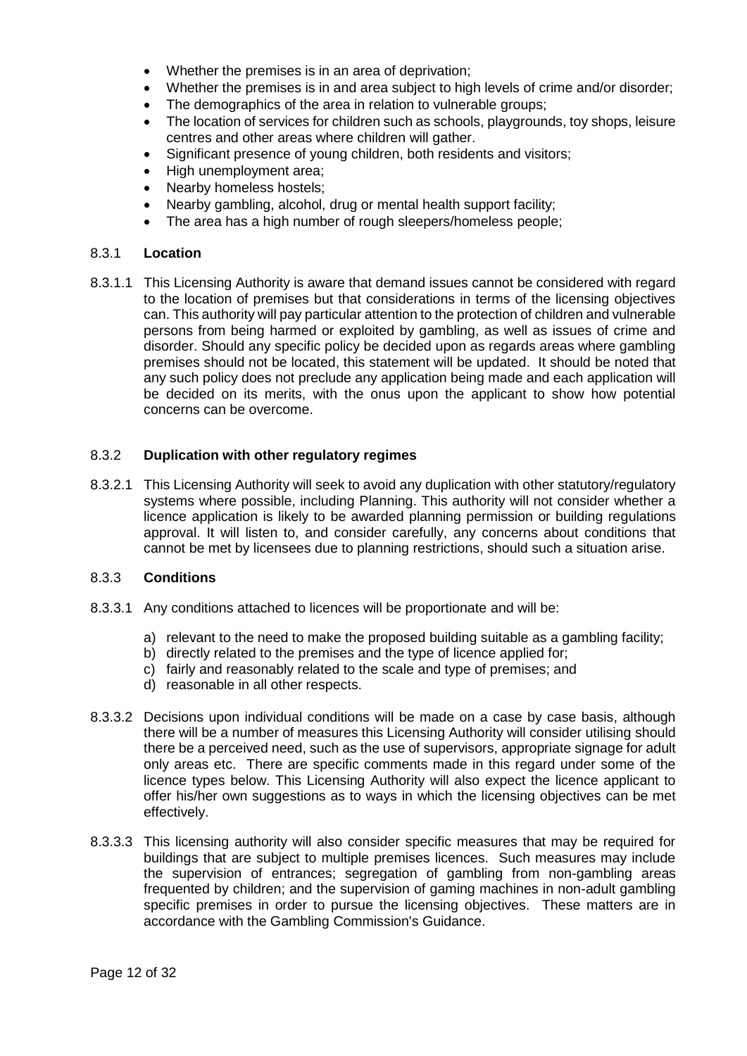- Whether the premises is in an area of deprivation;
- Whether the premises is in and area subject to high levels of crime and/or disorder;
- The demographics of the area in relation to vulnerable groups;
- The location of services for children such as schools, playgrounds, toy shops, leisure centres and other areas where children will gather.
- Significant presence of young children, both residents and visitors;
- High unemployment area;
- Nearby homeless hostels;
- Nearby gambling, alcohol, drug or mental health support facility;
- The area has a high number of rough sleepers/homeless people;

### 8.3.1 Location

8.3.1.1 This Licensing Authority is aware that demand issues cannot be considered with regard to the location of premises but that considerations in terms of the licensing objectives can. This authority will pay particular attention to the protection of children and vulnerable persons from being harmed or exploited by gambling, as well as issues of crime and disorder. Should any specific policy be decided upon as regards areas where gambling premises should not be located, this statement will be updated. It should be noted that any such policy does not preclude any application being made and each application will be decided on its merits, with the onus upon the applicant to show how potential concerns can be overcome.

### 8.3.2 Duplication with other regulatory regimes

8.3.2.1 This Licensing Authority will seek to avoid any duplication with other statutory/regulatory systems where possible, including Planning. This authority will not consider whether a licence application is likely to be awarded planning permission or building regulations approval. It will listen to, and consider carefully, any concerns about conditions that cannot be met by licensees due to planning restrictions, should such a situation arise.

### 8.3.3 Conditions

8.3.3.1 Any conditions attached to licences will be proportionate and will be:

a) relevant to the need to make the proposed building suitable as a gambling facility;
b) directly related to the premises and the type of licence applied for;
c) fairly and reasonably related to the scale and type of premises; and
d) reasonable in all other respects.

8.3.3.2 Decisions upon individual conditions will be made on a case by case basis, although there will be a number of measures this Licensing Authority will consider utilising should there be a perceived need, such as the use of supervisors, appropriate signage for adult only areas etc. There are specific comments made in this regard under some of the licence types below. This Licensing Authority will also expect the licence applicant to offer his/her own suggestions as to ways in which the licensing objectives can be met effectively.

8.3.3.3 This licensing authority will also consider specific measures that may be required for buildings that are subject to multiple premises licences. Such measures may include the supervision of entrances; segregation of gambling from non-gambling areas frequented by children; and the supervision of gaming machines in non-adult gambling specific premises in order to pursue the licensing objectives. These matters are in accordance with the Gambling Commission's Guidance.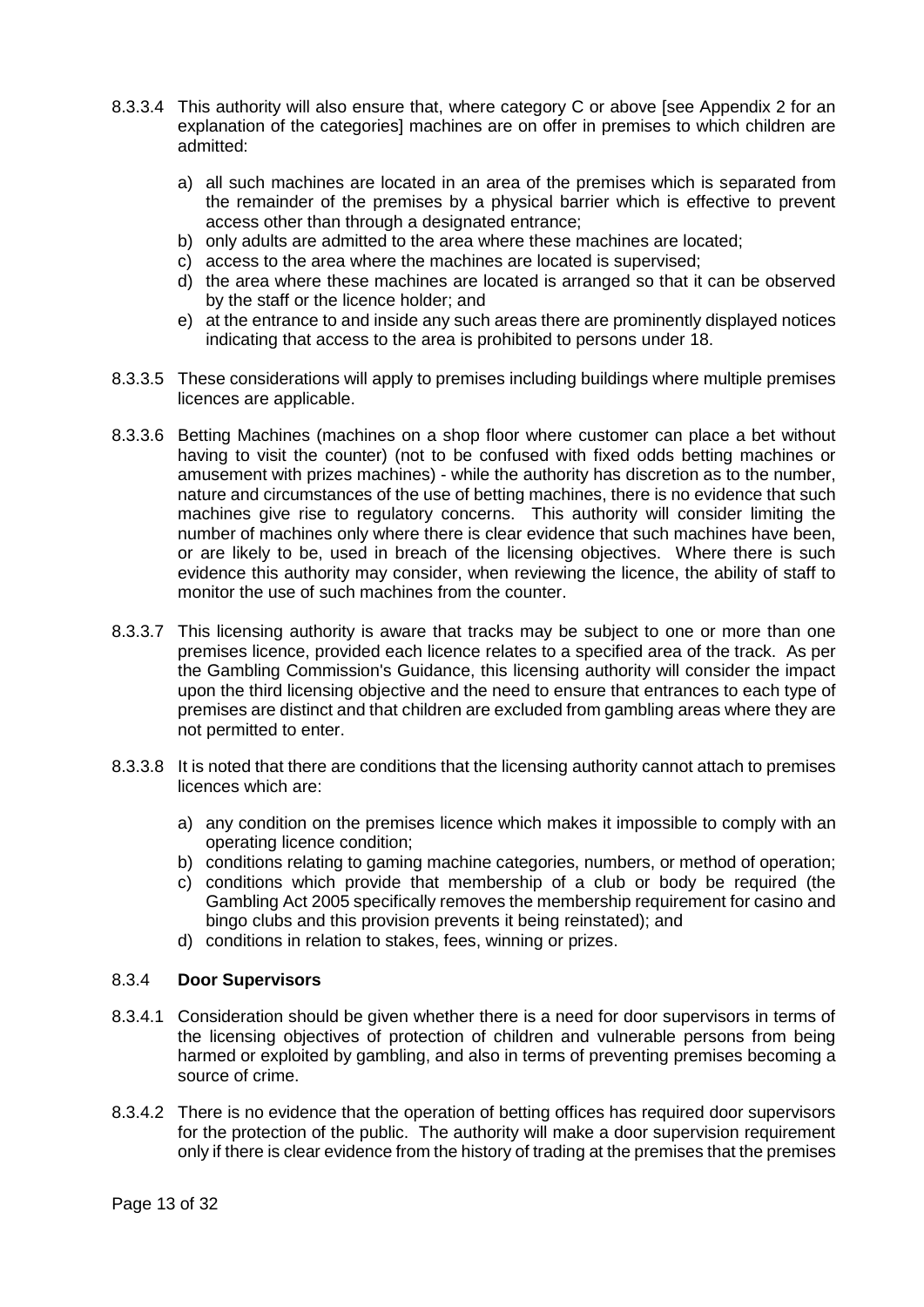8.3.3.4 This authority will also ensure that, where category C or above [see Appendix 2 for an explanation of the categories] machines are on offer in premises to which children are admitted:

a) all such machines are located in an area of the premises which is separated from the remainder of the premises by a physical barrier which is effective to prevent access other than through a designated entrance;
b) only adults are admitted to the area where these machines are located;
c) access to the area where the machines are located is supervised;
d) the area where these machines are located is arranged so that it can be observed by the staff or the licence holder; and
e) at the entrance to and inside any such areas there are prominently displayed notices indicating that access to the area is prohibited to persons under 18.

8.3.3.5 These considerations will apply to premises including buildings where multiple premises licences are applicable.

8.3.3.6 Betting Machines (machines on a shop floor where customer can place a bet without having to visit the counter) (not to be confused with fixed odds betting machines or amusement with prizes machines) - while the authority has discretion as to the number, nature and circumstances of the use of betting machines, there is no evidence that such machines give rise to regulatory concerns. This authority will consider limiting the number of machines only where there is clear evidence that such machines have been, or are likely to be, used in breach of the licensing objectives. Where there is such evidence this authority may consider, when reviewing the licence, the ability of staff to monitor the use of such machines from the counter.

8.3.3.7 This licensing authority is aware that tracks may be subject to one or more than one premises licence, provided each licence relates to a specified area of the track. As per the Gambling Commission's Guidance, this licensing authority will consider the impact upon the third licensing objective and the need to ensure that entrances to each type of premises are distinct and that children are excluded from gambling areas where they are not permitted to enter.

8.3.3.8 It is noted that there are conditions that the licensing authority cannot attach to premises licences which are:

a) any condition on the premises licence which makes it impossible to comply with an operating licence condition;
b) conditions relating to gaming machine categories, numbers, or method of operation;
c) conditions which provide that membership of a club or body be required (the Gambling Act 2005 specifically removes the membership requirement for casino and bingo clubs and this provision prevents it being reinstated); and
d) conditions in relation to stakes, fees, winning or prizes.

### 8.3.4 **Door Supervisors**

8.3.4.1 Consideration should be given whether there is a need for door supervisors in terms of the licensing objectives of protection of children and vulnerable persons from being harmed or exploited by gambling, and also in terms of preventing premises becoming a source of crime.

8.3.4.2 There is no evidence that the operation of betting offices has required door supervisors for the protection of the public. The authority will make a door supervision requirement only if there is clear evidence from the history of trading at the premises that the premises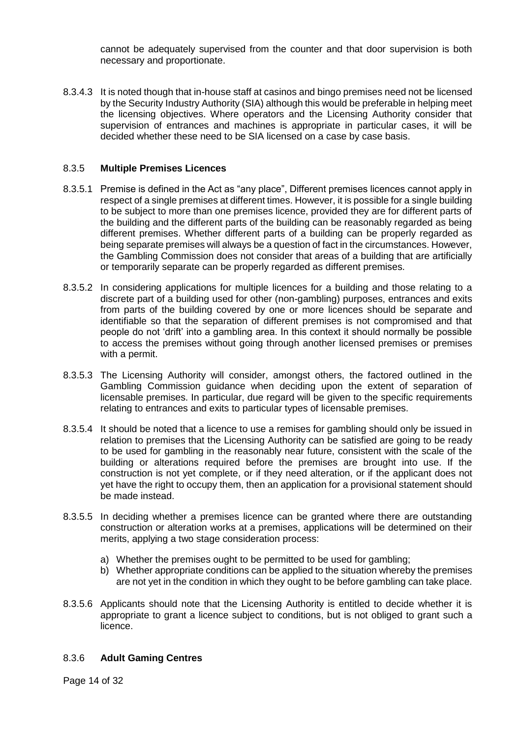cannot be adequately supervised from the counter and that door supervision is both necessary and proportionate.

8.3.4.3 It is noted though that in-house staff at casinos and bingo premises need not be licensed by the Security Industry Authority (SIA) although this would be preferable in helping meet the licensing objectives. Where operators and the Licensing Authority consider that supervision of entrances and machines is appropriate in particular cases, it will be decided whether these need to be SIA licensed on a case by case basis.

### 8.3.5 **Multiple Premises Licences**

8.3.5.1 Premise is defined in the Act as "any place", Different premises licences cannot apply in respect of a single premises at different times. However, it is possible for a single building to be subject to more than one premises licence, provided they are for different parts of the building and the different parts of the building can be reasonably regarded as being different premises. Whether different parts of a building can be properly regarded as being separate premises will always be a question of fact in the circumstances. However, the Gambling Commission does not consider that areas of a building that are artificially or temporarily separate can be properly regarded as different premises.

8.3.5.2 In considering applications for multiple licences for a building and those relating to a discrete part of a building used for other (non-gambling) purposes, entrances and exits from parts of the building covered by one or more licences should be separate and identifiable so that the separation of different premises is not compromised and that people do not 'drift' into a gambling area. In this context it should normally be possible to access the premises without going through another licensed premises or premises with a permit.

8.3.5.3 The Licensing Authority will consider, amongst others, the factored outlined in the Gambling Commission guidance when deciding upon the extent of separation of licensable premises. In particular, due regard will be given to the specific requirements relating to entrances and exits to particular types of licensable premises.

8.3.5.4 It should be noted that a licence to use a remises for gambling should only be issued in relation to premises that the Licensing Authority can be satisfied are going to be ready to be used for gambling in the reasonably near future, consistent with the scale of the building or alterations required before the premises are brought into use. If the construction is not yet complete, or if they need alteration, or if the applicant does not yet have the right to occupy them, then an application for a provisional statement should be made instead.

8.3.5.5 In deciding whether a premises licence can be granted where there are outstanding construction or alteration works at a premises, applications will be determined on their merits, applying a two stage consideration process:

a) Whether the premises ought to be permitted to be used for gambling;
b) Whether appropriate conditions can be applied to the situation whereby the premises are not yet in the condition in which they ought to be before gambling can take place.

8.3.5.6 Applicants should note that the Licensing Authority is entitled to decide whether it is appropriate to grant a licence subject to conditions, but is not obliged to grant such a licence.

### 8.3.6 **Adult Gaming Centres**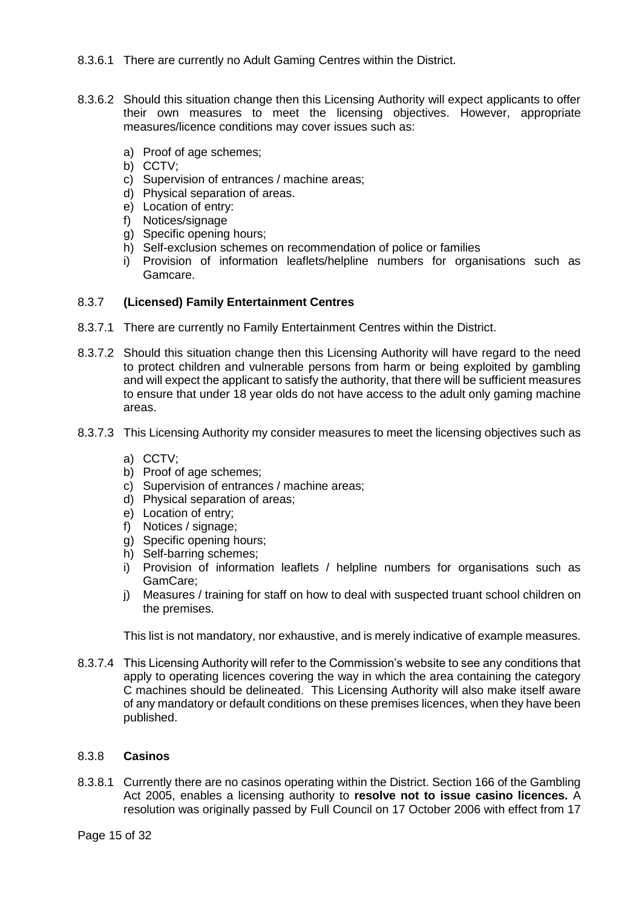8.3.6.1 There are currently no Adult Gaming Centres within the District.

8.3.6.2 Should this situation change then this Licensing Authority will expect applicants to offer their own measures to meet the licensing objectives. However, appropriate measures/licence conditions may cover issues such as:

a) Proof of age schemes;
b) CCTV;
c) Supervision of entrances / machine areas;
d) Physical separation of areas.
e) Location of entry:
f) Notices/signage
g) Specific opening hours;
h) Self-exclusion schemes on recommendation of police or families
i) Provision of information leaflets/helpline numbers for organisations such as Gamcare.

### 8.3.7 **(Licensed) Family Entertainment Centres**

8.3.7.1 There are currently no Family Entertainment Centres within the District.

8.3.7.2 Should this situation change then this Licensing Authority will have regard to the need to protect children and vulnerable persons from harm or being exploited by gambling and will expect the applicant to satisfy the authority, that there will be sufficient measures to ensure that under 18 year olds do not have access to the adult only gaming machine areas.

8.3.7.3 This Licensing Authority my consider measures to meet the licensing objectives such as

a) CCTV;
b) Proof of age schemes;
c) Supervision of entrances / machine areas;
d) Physical separation of areas;
e) Location of entry;
f) Notices / signage;
g) Specific opening hours;
h) Self-barring schemes;
i) Provision of information leaflets / helpline numbers for organisations such as GamCare;
j) Measures / training for staff on how to deal with suspected truant school children on the premises.

This list is not mandatory, nor exhaustive, and is merely indicative of example measures.

8.3.7.4 This Licensing Authority will refer to the Commission's website to see any conditions that apply to operating licences covering the way in which the area containing the category C machines should be delineated. This Licensing Authority will also make itself aware of any mandatory or default conditions on these premises licences, when they have been published.

### 8.3.8 **Casinos**

8.3.8.1 Currently there are no casinos operating within the District. Section 166 of the Gambling Act 2005, enables a licensing authority to **resolve not to issue casino licences.** A resolution was originally passed by Full Council on 17 October 2006 with effect from 17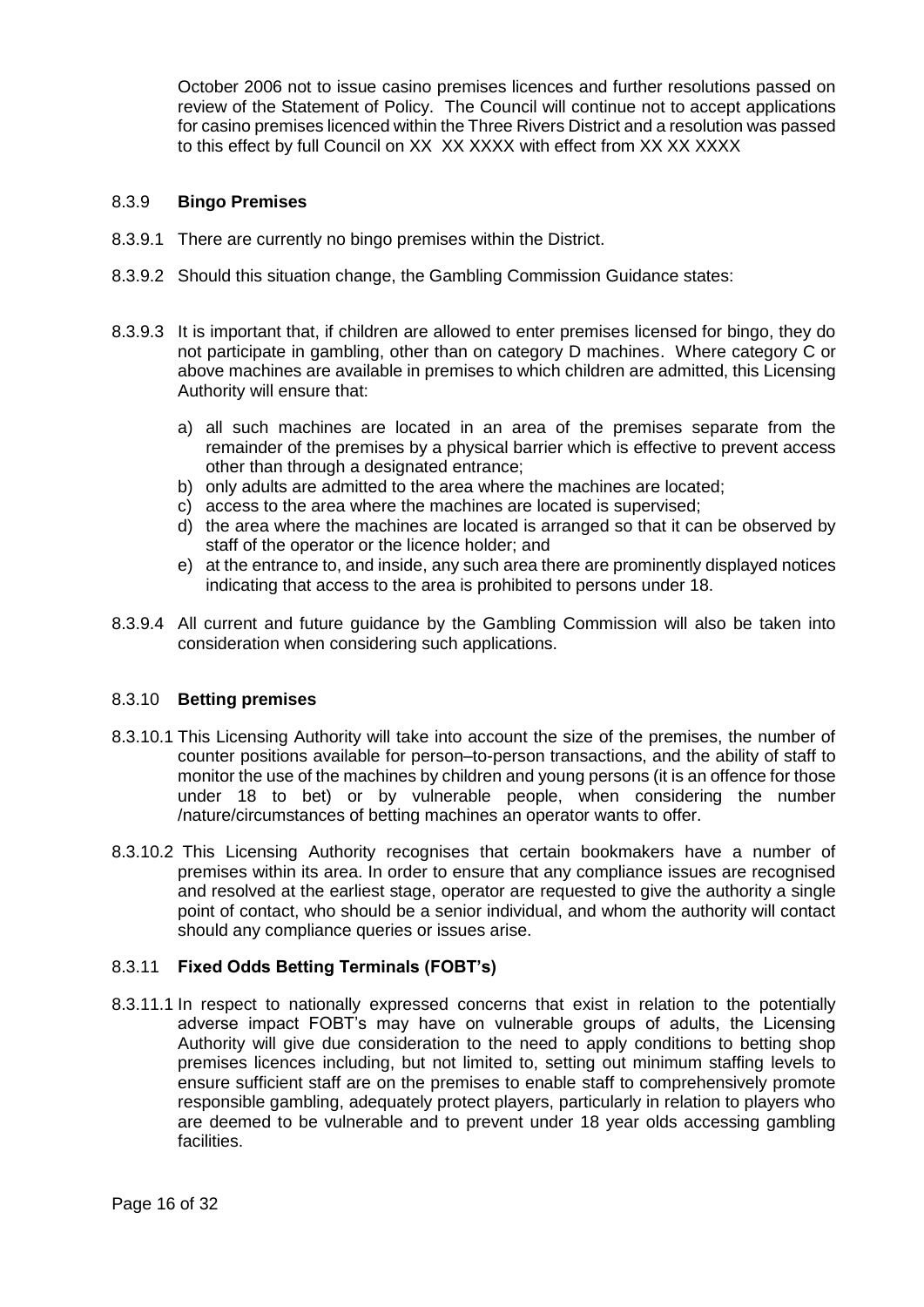October 2006 not to issue casino premises licences and further resolutions passed on review of the Statement of Policy. The Council will continue not to accept applications for casino premises licenced within the Three Rivers District and a resolution was passed to this effect by full Council on XX XX XXXX with effect from XX XX XXXX

### 8.3.9 **Bingo Premises**

8.3.9.1 There are currently no bingo premises within the District.

8.3.9.2 Should this situation change, the Gambling Commission Guidance states:

8.3.9.3 It is important that, if children are allowed to enter premises licensed for bingo, they do not participate in gambling, other than on category D machines. Where category C or above machines are available in premises to which children are admitted, this Licensing Authority will ensure that:

a) all such machines are located in an area of the premises separate from the remainder of the premises by a physical barrier which is effective to prevent access other than through a designated entrance;
b) only adults are admitted to the area where the machines are located;
c) access to the area where the machines are located is supervised;
d) the area where the machines are located is arranged so that it can be observed by staff of the operator or the licence holder; and
e) at the entrance to, and inside, any such area there are prominently displayed notices indicating that access to the area is prohibited to persons under 18.

8.3.9.4 All current and future guidance by the Gambling Commission will also be taken into consideration when considering such applications.

### 8.3.10 **Betting premises**

8.3.10.1 This Licensing Authority will take into account the size of the premises, the number of counter positions available for person–to-person transactions, and the ability of staff to monitor the use of the machines by children and young persons (it is an offence for those under 18 to bet) or by vulnerable people, when considering the number /nature/circumstances of betting machines an operator wants to offer.

8.3.10.2 This Licensing Authority recognises that certain bookmakers have a number of premises within its area. In order to ensure that any compliance issues are recognised and resolved at the earliest stage, operator are requested to give the authority a single point of contact, who should be a senior individual, and whom the authority will contact should any compliance queries or issues arise.

### 8.3.11 **Fixed Odds Betting Terminals (FOBT's)**

8.3.11.1 In respect to nationally expressed concerns that exist in relation to the potentially adverse impact FOBT's may have on vulnerable groups of adults, the Licensing Authority will give due consideration to the need to apply conditions to betting shop premises licences including, but not limited to, setting out minimum staffing levels to ensure sufficient staff are on the premises to enable staff to comprehensively promote responsible gambling, adequately protect players, particularly in relation to players who are deemed to be vulnerable and to prevent under 18 year olds accessing gambling facilities.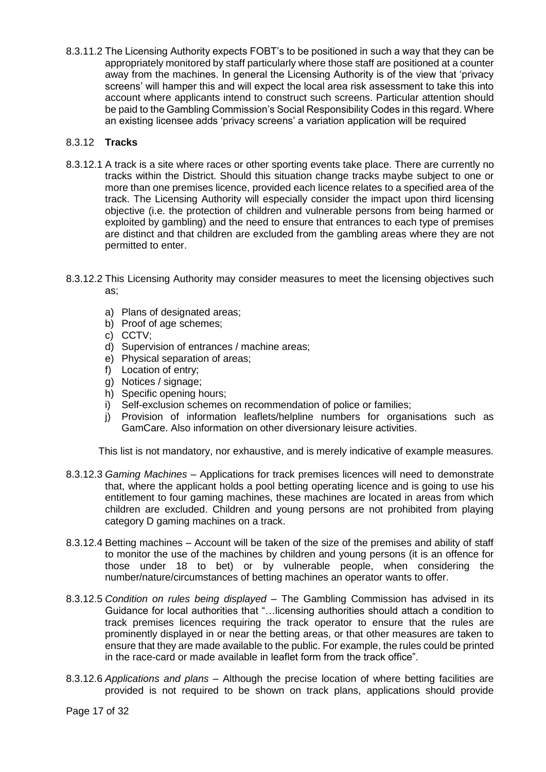8.3.11.2 The Licensing Authority expects FOBT's to be positioned in such a way that they can be appropriately monitored by staff particularly where those staff are positioned at a counter away from the machines. In general the Licensing Authority is of the view that 'privacy screens' will hamper this and will expect the local area risk assessment to take this into account where applicants intend to construct such screens. Particular attention should be paid to the Gambling Commission's Social Responsibility Codes in this regard. Where an existing licensee adds 'privacy screens' a variation application will be required

8.3.12 **Tracks**

8.3.12.1 A track is a site where races or other sporting events take place. There are currently no tracks within the District. Should this situation change tracks maybe subject to one or more than one premises licence, provided each licence relates to a specified area of the track. The Licensing Authority will especially consider the impact upon third licensing objective (i.e. the protection of children and vulnerable persons from being harmed or exploited by gambling) and the need to ensure that entrances to each type of premises are distinct and that children are excluded from the gambling areas where they are not permitted to enter.

8.3.12.2 This Licensing Authority may consider measures to meet the licensing objectives such as;

a) Plans of designated areas;
b) Proof of age schemes;
c) CCTV;
d) Supervision of entrances / machine areas;
e) Physical separation of areas;
f) Location of entry;
g) Notices / signage;
h) Specific opening hours;
i) Self-exclusion schemes on recommendation of police or families;
j) Provision of information leaflets/helpline numbers for organisations such as GamCare. Also information on other diversionary leisure activities.

This list is not mandatory, nor exhaustive, and is merely indicative of example measures.

8.3.12.3 *Gaming Machines* – Applications for track premises licences will need to demonstrate that, where the applicant holds a pool betting operating licence and is going to use his entitlement to four gaming machines, these machines are located in areas from which children are excluded. Children and young persons are not prohibited from playing category D gaming machines on a track.

8.3.12.4 Betting machines – Account will be taken of the size of the premises and ability of staff to monitor the use of the machines by children and young persons (it is an offence for those under 18 to bet) or by vulnerable people, when considering the number/nature/circumstances of betting machines an operator wants to offer.

8.3.12.5 *Condition on rules being displayed* – The Gambling Commission has advised in its Guidance for local authorities that "…licensing authorities should attach a condition to track premises licences requiring the track operator to ensure that the rules are prominently displayed in or near the betting areas, or that other measures are taken to ensure that they are made available to the public. For example, the rules could be printed in the race-card or made available in leaflet form from the track office".

8.3.12.6 *Applications and plans* – Although the precise location of where betting facilities are provided is not required to be shown on track plans, applications should provide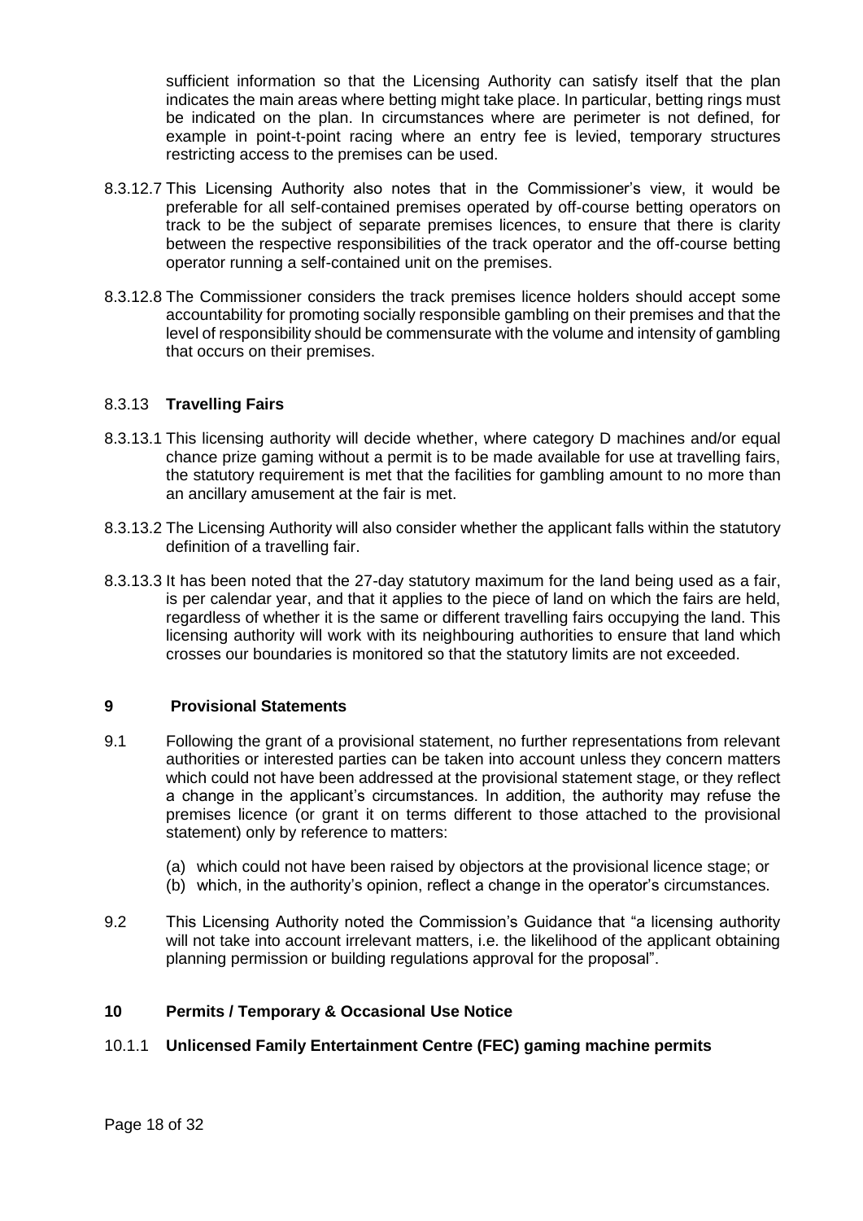sufficient information so that the Licensing Authority can satisfy itself that the plan indicates the main areas where betting might take place. In particular, betting rings must be indicated on the plan. In circumstances where are perimeter is not defined, for example in point-t-point racing where an entry fee is levied, temporary structures restricting access to the premises can be used.

8.3.12.7 This Licensing Authority also notes that in the Commissioner's view, it would be preferable for all self-contained premises operated by off-course betting operators on track to be the subject of separate premises licences, to ensure that there is clarity between the respective responsibilities of the track operator and the off-course betting operator running a self-contained unit on the premises.

8.3.12.8 The Commissioner considers the track premises licence holders should accept some accountability for promoting socially responsible gambling on their premises and that the level of responsibility should be commensurate with the volume and intensity of gambling that occurs on their premises.

### 8.3.13 **Travelling Fairs**

8.3.13.1 This licensing authority will decide whether, where category D machines and/or equal chance prize gaming without a permit is to be made available for use at travelling fairs, the statutory requirement is met that the facilities for gambling amount to no more than an ancillary amusement at the fair is met.

8.3.13.2 The Licensing Authority will also consider whether the applicant falls within the statutory definition of a travelling fair.

8.3.13.3 It has been noted that the 27-day statutory maximum for the land being used as a fair, is per calendar year, and that it applies to the piece of land on which the fairs are held, regardless of whether it is the same or different travelling fairs occupying the land. This licensing authority will work with its neighbouring authorities to ensure that land which crosses our boundaries is monitored so that the statutory limits are not exceeded.

## 9 Provisional Statements

9.1 Following the grant of a provisional statement, no further representations from relevant authorities or interested parties can be taken into account unless they concern matters which could not have been addressed at the provisional statement stage, or they reflect a change in the applicant's circumstances. In addition, the authority may refuse the premises licence (or grant it on terms different to those attached to the provisional statement) only by reference to matters:

- (a) which could not have been raised by objectors at the provisional licence stage; or
- (b) which, in the authority's opinion, reflect a change in the operator's circumstances.

9.2 This Licensing Authority noted the Commission's Guidance that "a licensing authority will not take into account irrelevant matters, i.e. the likelihood of the applicant obtaining planning permission or building regulations approval for the proposal".

## 10 Permits / Temporary & Occasional Use Notice

### 10.1.1 **Unlicensed Family Entertainment Centre (FEC) gaming machine permits**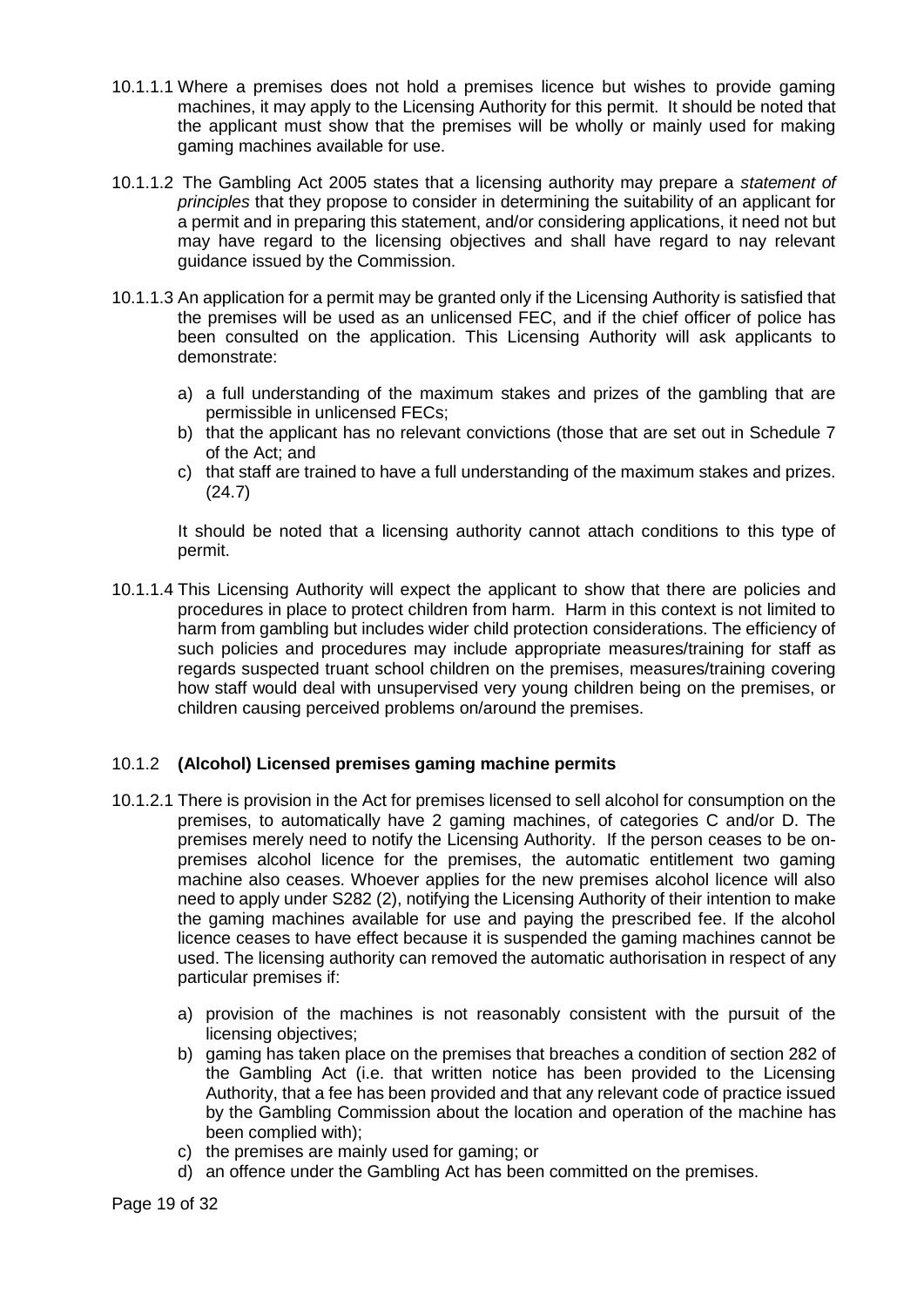10.1.1.1 Where a premises does not hold a premises licence but wishes to provide gaming machines, it may apply to the Licensing Authority for this permit. It should be noted that the applicant must show that the premises will be wholly or mainly used for making gaming machines available for use.

10.1.1.2 The Gambling Act 2005 states that a licensing authority may prepare a *statement of principles* that they propose to consider in determining the suitability of an applicant for a permit and in preparing this statement, and/or considering applications, it need not but may have regard to the licensing objectives and shall have regard to nay relevant guidance issued by the Commission.

10.1.1.3 An application for a permit may be granted only if the Licensing Authority is satisfied that the premises will be used as an unlicensed FEC, and if the chief officer of police has been consulted on the application. This Licensing Authority will ask applicants to demonstrate:

a) a full understanding of the maximum stakes and prizes of the gambling that are permissible in unlicensed FECs;
b) that the applicant has no relevant convictions (those that are set out in Schedule 7 of the Act; and
c) that staff are trained to have a full understanding of the maximum stakes and prizes. (24.7)

It should be noted that a licensing authority cannot attach conditions to this type of permit.

10.1.1.4 This Licensing Authority will expect the applicant to show that there are policies and procedures in place to protect children from harm. Harm in this context is not limited to harm from gambling but includes wider child protection considerations. The efficiency of such policies and procedures may include appropriate measures/training for staff as regards suspected truant school children on the premises, measures/training covering how staff would deal with unsupervised very young children being on the premises, or children causing perceived problems on/around the premises.

### 10.1.2 **(Alcohol) Licensed premises gaming machine permits**

10.1.2.1 There is provision in the Act for premises licensed to sell alcohol for consumption on the premises, to automatically have 2 gaming machines, of categories C and/or D. The premises merely need to notify the Licensing Authority. If the person ceases to be on-premises alcohol licence for the premises, the automatic entitlement two gaming machine also ceases. Whoever applies for the new premises alcohol licence will also need to apply under S282 (2), notifying the Licensing Authority of their intention to make the gaming machines available for use and paying the prescribed fee. If the alcohol licence ceases to have effect because it is suspended the gaming machines cannot be used. The licensing authority can removed the automatic authorisation in respect of any particular premises if:

a) provision of the machines is not reasonably consistent with the pursuit of the licensing objectives;
b) gaming has taken place on the premises that breaches a condition of section 282 of the Gambling Act (i.e. that written notice has been provided to the Licensing Authority, that a fee has been provided and that any relevant code of practice issued by the Gambling Commission about the location and operation of the machine has been complied with);
c) the premises are mainly used for gaming; or
d) an offence under the Gambling Act has been committed on the premises.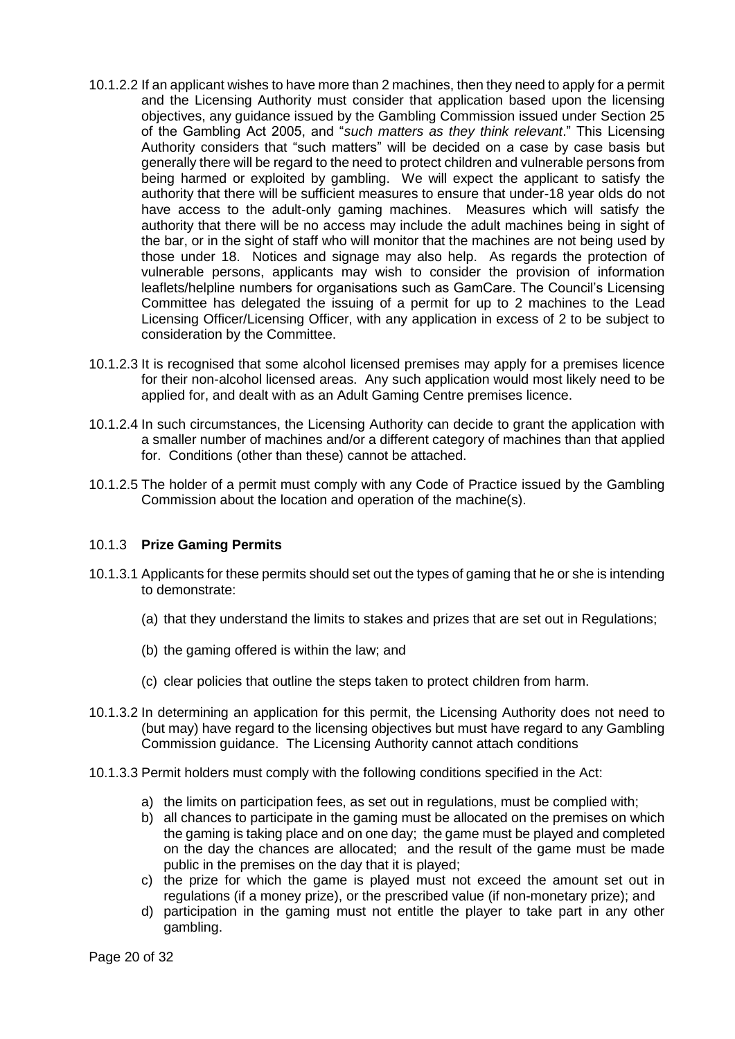10.1.2.2 If an applicant wishes to have more than 2 machines, then they need to apply for a permit and the Licensing Authority must consider that application based upon the licensing objectives, any guidance issued by the Gambling Commission issued under Section 25 of the Gambling Act 2005, and "*such matters as they think relevant*." This Licensing Authority considers that "such matters" will be decided on a case by case basis but generally there will be regard to the need to protect children and vulnerable persons from being harmed or exploited by gambling. We will expect the applicant to satisfy the authority that there will be sufficient measures to ensure that under-18 year olds do not have access to the adult-only gaming machines. Measures which will satisfy the authority that there will be no access may include the adult machines being in sight of the bar, or in the sight of staff who will monitor that the machines are not being used by those under 18. Notices and signage may also help. As regards the protection of vulnerable persons, applicants may wish to consider the provision of information leaflets/helpline numbers for organisations such as GamCare. The Council's Licensing Committee has delegated the issuing of a permit for up to 2 machines to the Lead Licensing Officer/Licensing Officer, with any application in excess of 2 to be subject to consideration by the Committee.

10.1.2.3 It is recognised that some alcohol licensed premises may apply for a premises licence for their non-alcohol licensed areas. Any such application would most likely need to be applied for, and dealt with as an Adult Gaming Centre premises licence.

10.1.2.4 In such circumstances, the Licensing Authority can decide to grant the application with a smaller number of machines and/or a different category of machines than that applied for. Conditions (other than these) cannot be attached.

10.1.2.5 The holder of a permit must comply with any Code of Practice issued by the Gambling Commission about the location and operation of the machine(s).

### 10.1.3 **Prize Gaming Permits**

10.1.3.1 Applicants for these permits should set out the types of gaming that he or she is intending to demonstrate:

(a) that they understand the limits to stakes and prizes that are set out in Regulations;

(b) the gaming offered is within the law; and

(c) clear policies that outline the steps taken to protect children from harm.

10.1.3.2 In determining an application for this permit, the Licensing Authority does not need to (but may) have regard to the licensing objectives but must have regard to any Gambling Commission guidance. The Licensing Authority cannot attach conditions

10.1.3.3 Permit holders must comply with the following conditions specified in the Act:

a) the limits on participation fees, as set out in regulations, must be complied with;
b) all chances to participate in the gaming must be allocated on the premises on which the gaming is taking place and on one day; the game must be played and completed on the day the chances are allocated; and the result of the game must be made public in the premises on the day that it is played;
c) the prize for which the game is played must not exceed the amount set out in regulations (if a money prize), or the prescribed value (if non-monetary prize); and
d) participation in the gaming must not entitle the player to take part in any other gambling.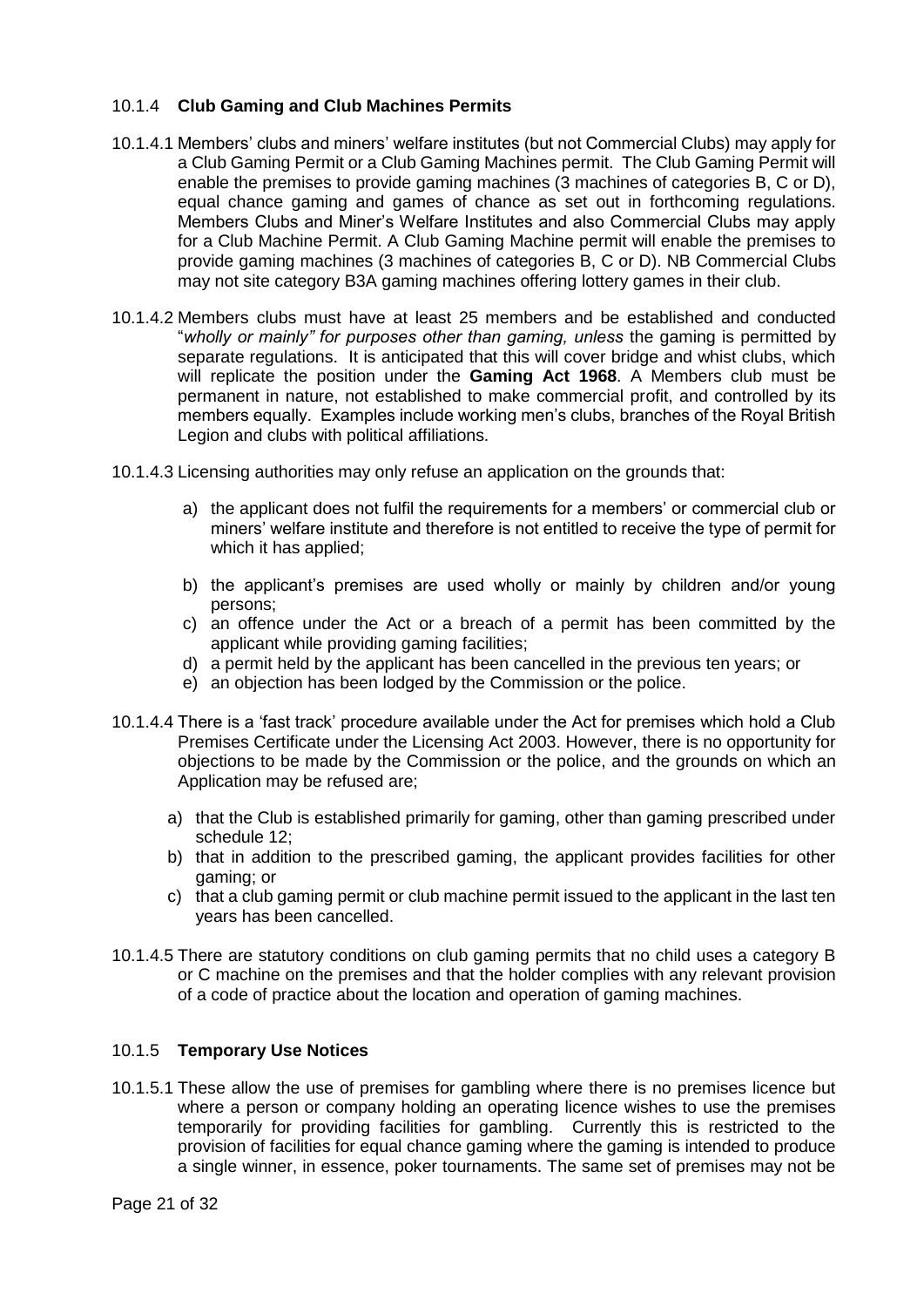### 10.1.4 **Club Gaming and Club Machines Permits**

10.1.4.1 Members' clubs and miners' welfare institutes (but not Commercial Clubs) may apply for a Club Gaming Permit or a Club Gaming Machines permit. The Club Gaming Permit will enable the premises to provide gaming machines (3 machines of categories B, C or D), equal chance gaming and games of chance as set out in forthcoming regulations. Members Clubs and Miner's Welfare Institutes and also Commercial Clubs may apply for a Club Machine Permit. A Club Gaming Machine permit will enable the premises to provide gaming machines (3 machines of categories B, C or D). NB Commercial Clubs may not site category B3A gaming machines offering lottery games in their club.

10.1.4.2 Members clubs must have at least 25 members and be established and conducted "*wholly or mainly" for purposes other than gaming, unless* the gaming is permitted by separate regulations. It is anticipated that this will cover bridge and whist clubs, which will replicate the position under the **Gaming Act 1968**. A Members club must be permanent in nature, not established to make commercial profit, and controlled by its members equally. Examples include working men's clubs, branches of the Royal British Legion and clubs with political affiliations.

10.1.4.3 Licensing authorities may only refuse an application on the grounds that:

a) the applicant does not fulfil the requirements for a members' or commercial club or miners' welfare institute and therefore is not entitled to receive the type of permit for which it has applied;
b) the applicant's premises are used wholly or mainly by children and/or young persons;
c) an offence under the Act or a breach of a permit has been committed by the applicant while providing gaming facilities;
d) a permit held by the applicant has been cancelled in the previous ten years; or
e) an objection has been lodged by the Commission or the police.

10.1.4.4 There is a 'fast track' procedure available under the Act for premises which hold a Club Premises Certificate under the Licensing Act 2003. However, there is no opportunity for objections to be made by the Commission or the police, and the grounds on which an Application may be refused are;

a) that the Club is established primarily for gaming, other than gaming prescribed under schedule 12;
b) that in addition to the prescribed gaming, the applicant provides facilities for other gaming; or
c) that a club gaming permit or club machine permit issued to the applicant in the last ten years has been cancelled.

10.1.4.5 There are statutory conditions on club gaming permits that no child uses a category B or C machine on the premises and that the holder complies with any relevant provision of a code of practice about the location and operation of gaming machines.

### 10.1.5 **Temporary Use Notices**

10.1.5.1 These allow the use of premises for gambling where there is no premises licence but where a person or company holding an operating licence wishes to use the premises temporarily for providing facilities for gambling. Currently this is restricted to the provision of facilities for equal chance gaming where the gaming is intended to produce a single winner, in essence, poker tournaments. The same set of premises may not be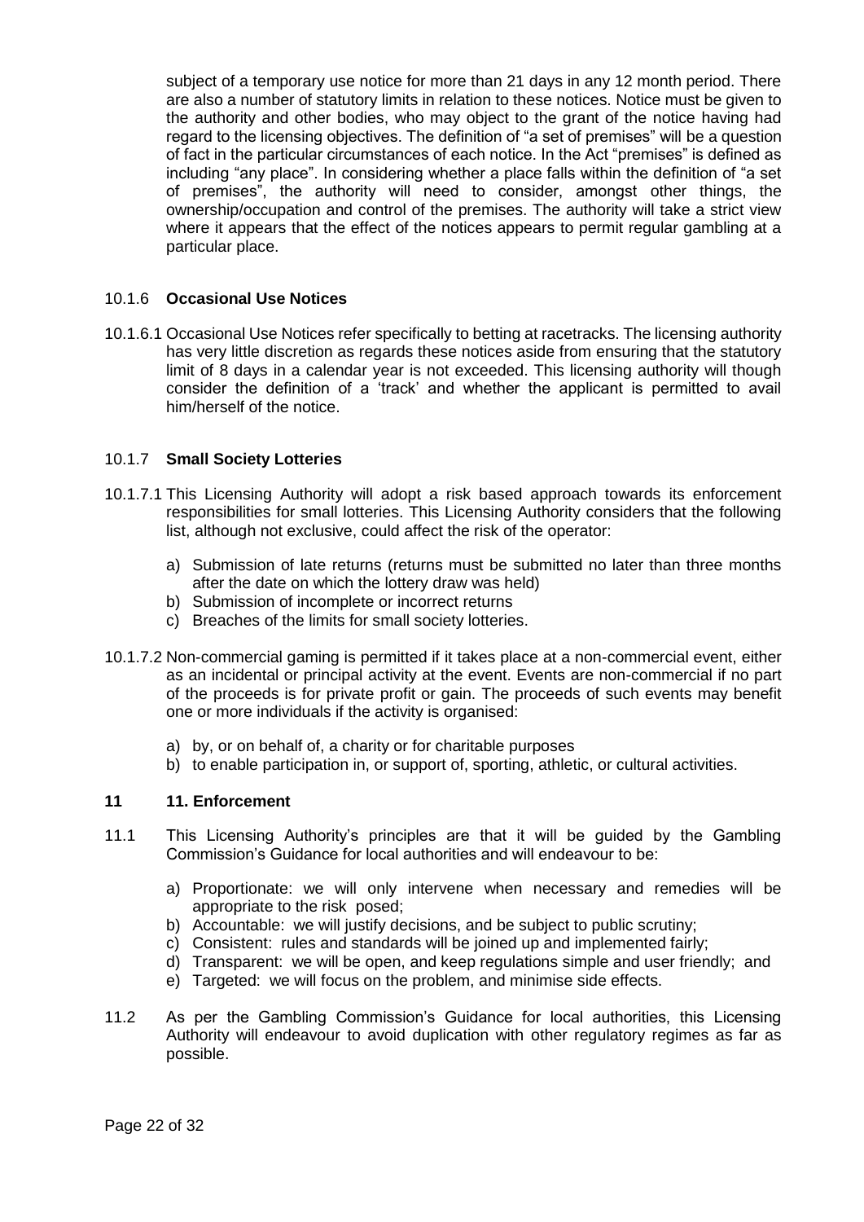subject of a temporary use notice for more than 21 days in any 12 month period. There are also a number of statutory limits in relation to these notices. Notice must be given to the authority and other bodies, who may object to the grant of the notice having had regard to the licensing objectives. The definition of "a set of premises" will be a question of fact in the particular circumstances of each notice. In the Act "premises" is defined as including "any place". In considering whether a place falls within the definition of "a set of premises", the authority will need to consider, amongst other things, the ownership/occupation and control of the premises. The authority will take a strict view where it appears that the effect of the notices appears to permit regular gambling at a particular place.

#### 10.1.6 **Occasional Use Notices**

10.1.6.1 Occasional Use Notices refer specifically to betting at racetracks. The licensing authority has very little discretion as regards these notices aside from ensuring that the statutory limit of 8 days in a calendar year is not exceeded. This licensing authority will though consider the definition of a 'track' and whether the applicant is permitted to avail him/herself of the notice.

#### 10.1.7 **Small Society Lotteries**

10.1.7.1 This Licensing Authority will adopt a risk based approach towards its enforcement responsibilities for small lotteries. This Licensing Authority considers that the following list, although not exclusive, could affect the risk of the operator:

a) Submission of late returns (returns must be submitted no later than three months after the date on which the lottery draw was held)
b) Submission of incomplete or incorrect returns
c) Breaches of the limits for small society lotteries.

10.1.7.2 Non-commercial gaming is permitted if it takes place at a non-commercial event, either as an incidental or principal activity at the event. Events are non-commercial if no part of the proceeds is for private profit or gain. The proceeds of such events may benefit one or more individuals if the activity is organised:

a) by, or on behalf of, a charity or for charitable purposes
b) to enable participation in, or support of, sporting, athletic, or cultural activities.

## 11 11. Enforcement

11.1 This Licensing Authority's principles are that it will be guided by the Gambling Commission's Guidance for local authorities and will endeavour to be:

a) Proportionate: we will only intervene when necessary and remedies will be appropriate to the risk posed;
b) Accountable: we will justify decisions, and be subject to public scrutiny;
c) Consistent: rules and standards will be joined up and implemented fairly;
d) Transparent: we will be open, and keep regulations simple and user friendly; and
e) Targeted: we will focus on the problem, and minimise side effects.

11.2 As per the Gambling Commission's Guidance for local authorities, this Licensing Authority will endeavour to avoid duplication with other regulatory regimes as far as possible.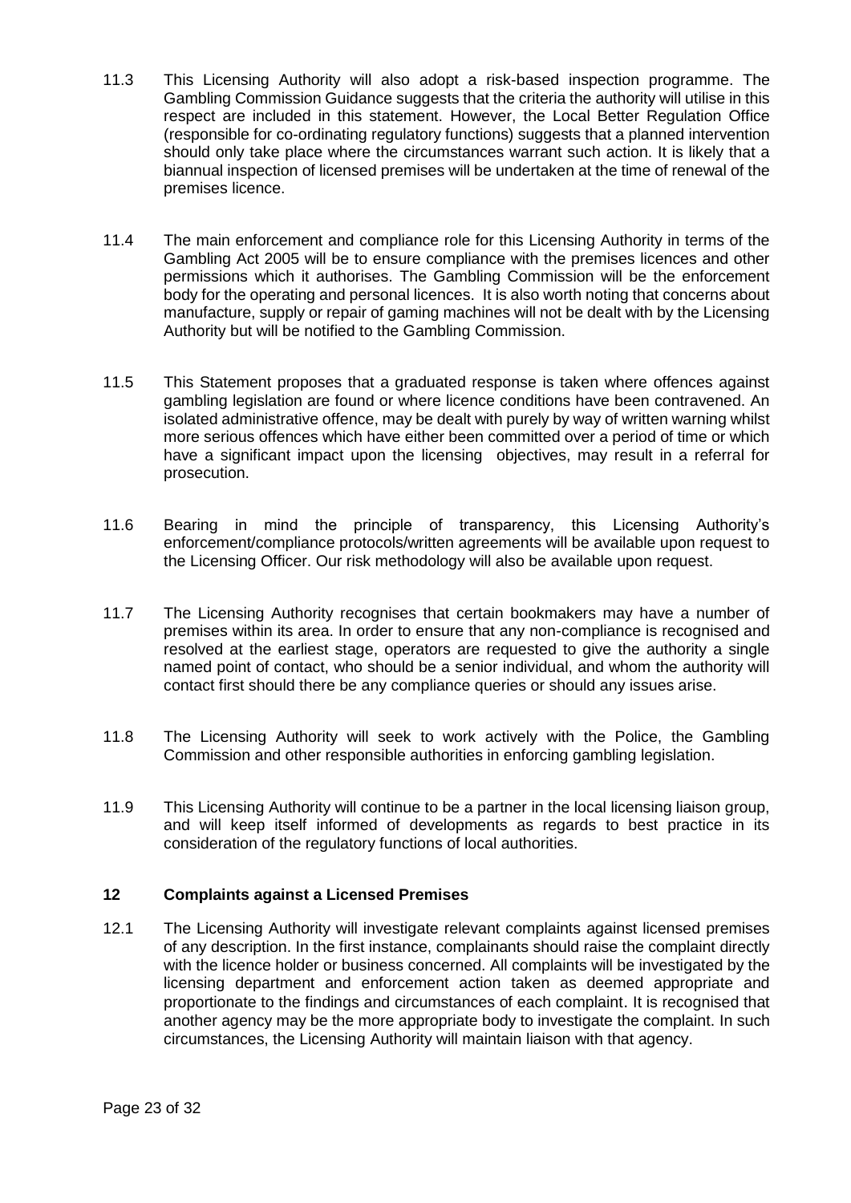11.3 This Licensing Authority will also adopt a risk-based inspection programme. The Gambling Commission Guidance suggests that the criteria the authority will utilise in this respect are included in this statement. However, the Local Better Regulation Office (responsible for co-ordinating regulatory functions) suggests that a planned intervention should only take place where the circumstances warrant such action. It is likely that a biannual inspection of licensed premises will be undertaken at the time of renewal of the premises licence.

11.4 The main enforcement and compliance role for this Licensing Authority in terms of the Gambling Act 2005 will be to ensure compliance with the premises licences and other permissions which it authorises. The Gambling Commission will be the enforcement body for the operating and personal licences. It is also worth noting that concerns about manufacture, supply or repair of gaming machines will not be dealt with by the Licensing Authority but will be notified to the Gambling Commission.

11.5 This Statement proposes that a graduated response is taken where offences against gambling legislation are found or where licence conditions have been contravened. An isolated administrative offence, may be dealt with purely by way of written warning whilst more serious offences which have either been committed over a period of time or which have a significant impact upon the licensing objectives, may result in a referral for prosecution.

11.6 Bearing in mind the principle of transparency, this Licensing Authority's enforcement/compliance protocols/written agreements will be available upon request to the Licensing Officer. Our risk methodology will also be available upon request.

11.7 The Licensing Authority recognises that certain bookmakers may have a number of premises within its area. In order to ensure that any non-compliance is recognised and resolved at the earliest stage, operators are requested to give the authority a single named point of contact, who should be a senior individual, and whom the authority will contact first should there be any compliance queries or should any issues arise.

11.8 The Licensing Authority will seek to work actively with the Police, the Gambling Commission and other responsible authorities in enforcing gambling legislation.

11.9 This Licensing Authority will continue to be a partner in the local licensing liaison group, and will keep itself informed of developments as regards to best practice in its consideration of the regulatory functions of local authorities.

## 12 Complaints against a Licensed Premises

12.1 The Licensing Authority will investigate relevant complaints against licensed premises of any description. In the first instance, complainants should raise the complaint directly with the licence holder or business concerned. All complaints will be investigated by the licensing department and enforcement action taken as deemed appropriate and proportionate to the findings and circumstances of each complaint. It is recognised that another agency may be the more appropriate body to investigate the complaint. In such circumstances, the Licensing Authority will maintain liaison with that agency.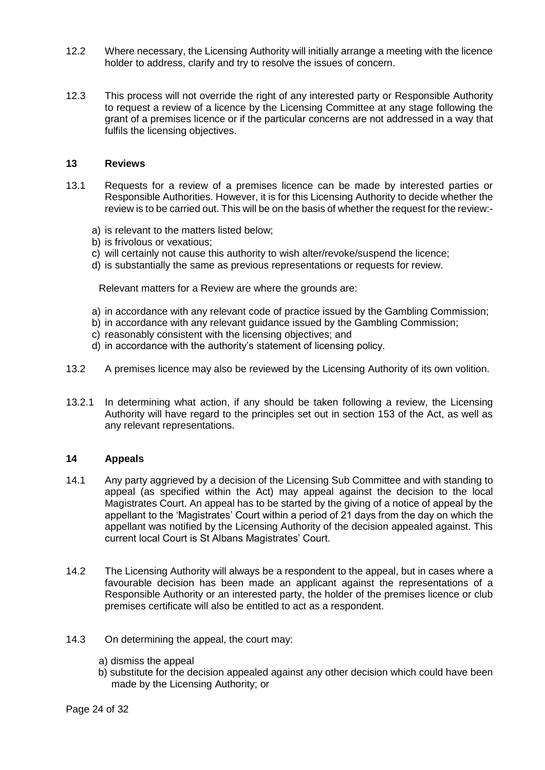12.2 Where necessary, the Licensing Authority will initially arrange a meeting with the licence holder to address, clarify and try to resolve the issues of concern.

12.3 This process will not override the right of any interested party or Responsible Authority to request a review of a licence by the Licensing Committee at any stage following the grant of a premises licence or if the particular concerns are not addressed in a way that fulfils the licensing objectives.

## 13 Reviews

13.1 Requests for a review of a premises licence can be made by interested parties or Responsible Authorities. However, it is for this Licensing Authority to decide whether the review is to be carried out. This will be on the basis of whether the request for the review:-

a) is relevant to the matters listed below;
b) is frivolous or vexatious;
c) will certainly not cause this authority to wish alter/revoke/suspend the licence;
d) is substantially the same as previous representations or requests for review.

Relevant matters for a Review are where the grounds are:

a) in accordance with any relevant code of practice issued by the Gambling Commission;
b) in accordance with any relevant guidance issued by the Gambling Commission;
c) reasonably consistent with the licensing objectives; and
d) in accordance with the authority's statement of licensing policy.

13.2 A premises licence may also be reviewed by the Licensing Authority of its own volition.

13.2.1 In determining what action, if any should be taken following a review, the Licensing Authority will have regard to the principles set out in section 153 of the Act, as well as any relevant representations.

## 14 Appeals

14.1 Any party aggrieved by a decision of the Licensing Sub Committee and with standing to appeal (as specified within the Act) may appeal against the decision to the local Magistrates Court. An appeal has to be started by the giving of a notice of appeal by the appellant to the 'Magistrates' Court within a period of 21 days from the day on which the appellant was notified by the Licensing Authority of the decision appealed against. This current local Court is St Albans Magistrates' Court.

14.2 The Licensing Authority will always be a respondent to the appeal, but in cases where a favourable decision has been made an applicant against the representations of a Responsible Authority or an interested party, the holder of the premises licence or club premises certificate will also be entitled to act as a respondent.

14.3 On determining the appeal, the court may:

a) dismiss the appeal
b) substitute for the decision appealed against any other decision which could have been made by the Licensing Authority; or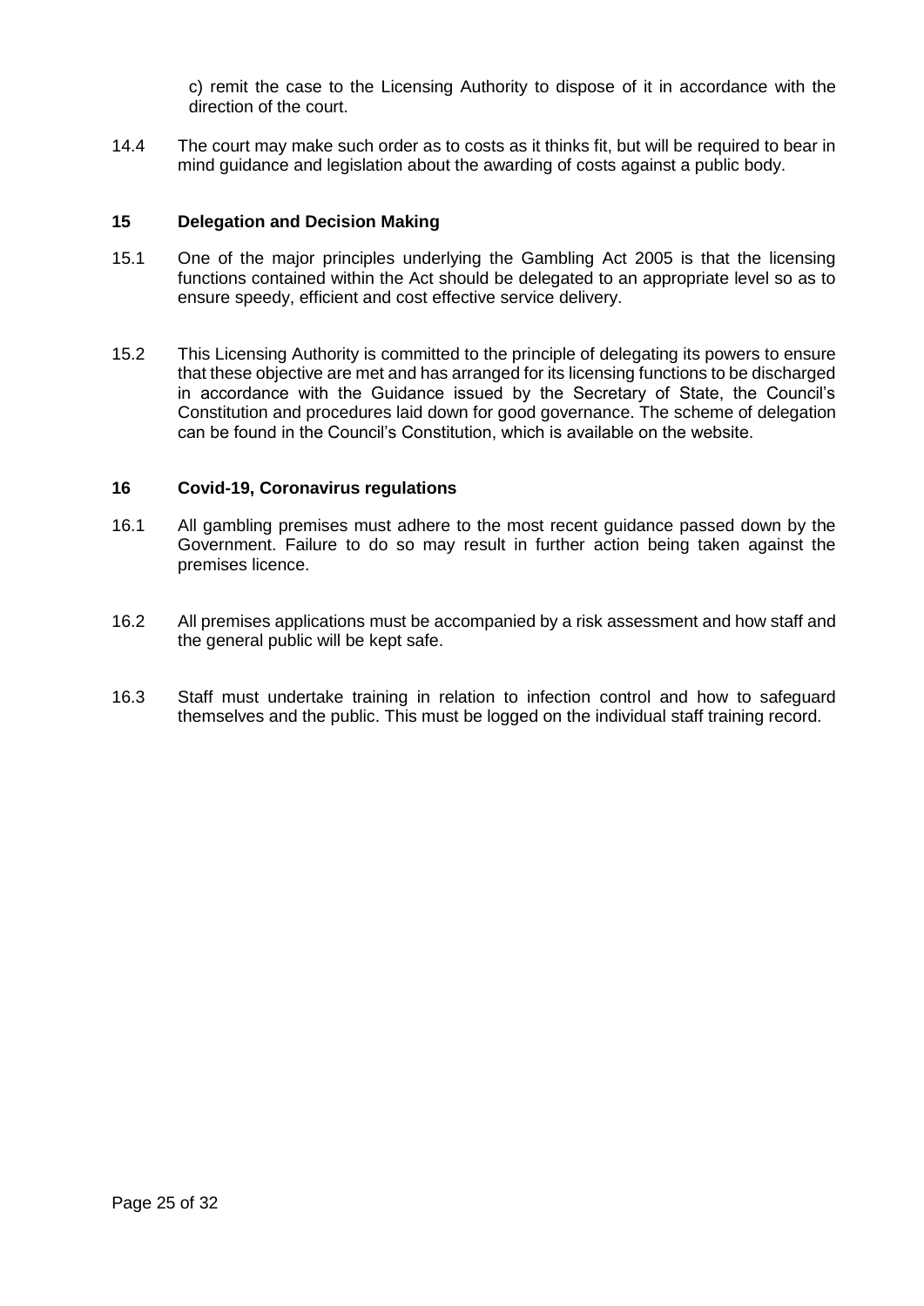c) remit the case to the Licensing Authority to dispose of it in accordance with the direction of the court.

14.4 The court may make such order as to costs as it thinks fit, but will be required to bear in mind guidance and legislation about the awarding of costs against a public body.

## 15 Delegation and Decision Making

15.1 One of the major principles underlying the Gambling Act 2005 is that the licensing functions contained within the Act should be delegated to an appropriate level so as to ensure speedy, efficient and cost effective service delivery.

15.2 This Licensing Authority is committed to the principle of delegating its powers to ensure that these objective are met and has arranged for its licensing functions to be discharged in accordance with the Guidance issued by the Secretary of State, the Council's Constitution and procedures laid down for good governance. The scheme of delegation can be found in the Council's Constitution, which is available on the website.

## 16 Covid-19, Coronavirus regulations

16.1 All gambling premises must adhere to the most recent guidance passed down by the Government. Failure to do so may result in further action being taken against the premises licence.

16.2 All premises applications must be accompanied by a risk assessment and how staff and the general public will be kept safe.

16.3 Staff must undertake training in relation to infection control and how to safeguard themselves and the public. This must be logged on the individual staff training record.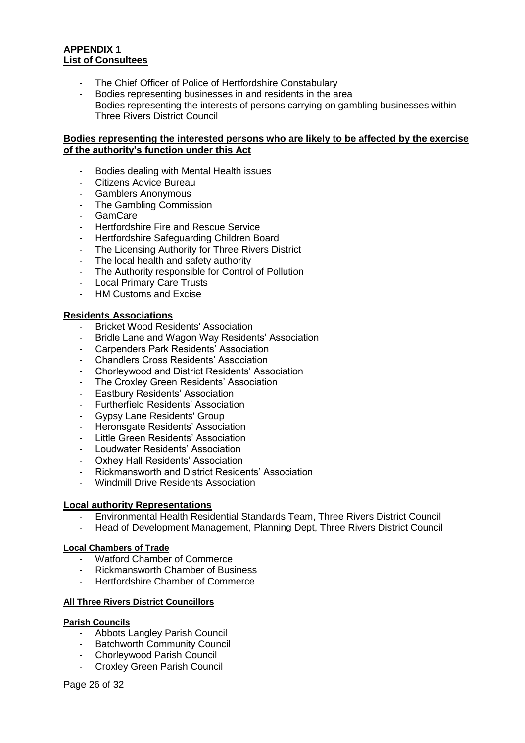**APPENDIX 1**
**List of Consultees**

- The Chief Officer of Police of Hertfordshire Constabulary
- Bodies representing businesses in and residents in the area
- Bodies representing the interests of persons carrying on gambling businesses within Three Rivers District Council

**Bodies representing the interested persons who are likely to be affected by the exercise of the authority's function under this Act**

- Bodies dealing with Mental Health issues
- Citizens Advice Bureau
- Gamblers Anonymous
- The Gambling Commission
- GamCare
- Hertfordshire Fire and Rescue Service
- Hertfordshire Safeguarding Children Board
- The Licensing Authority for Three Rivers District
- The local health and safety authority
- The Authority responsible for Control of Pollution
- Local Primary Care Trusts
- HM Customs and Excise

**Residents Associations**

- Bricket Wood Residents' Association
- Bridle Lane and Wagon Way Residents' Association
- Carpenders Park Residents' Association
- Chandlers Cross Residents' Association
- Chorleywood and District Residents' Association
- The Croxley Green Residents' Association
- Eastbury Residents' Association
- Furtherfield Residents' Association
- Gypsy Lane Residents' Group
- Heronsgate Residents' Association
- Little Green Residents' Association
- Loudwater Residents' Association
- Oxhey Hall Residents' Association
- Rickmansworth and District Residents' Association
- Windmill Drive Residents Association

**Local authority Representations**

- Environmental Health Residential Standards Team, Three Rivers District Council
- Head of Development Management, Planning Dept, Three Rivers District Council

**Local Chambers of Trade**

- Watford Chamber of Commerce
- Rickmansworth Chamber of Business
- Hertfordshire Chamber of Commerce

**All Three Rivers District Councillors**

**Parish Councils**

- Abbots Langley Parish Council
- Batchworth Community Council
- Chorleywood Parish Council
- Croxley Green Parish Council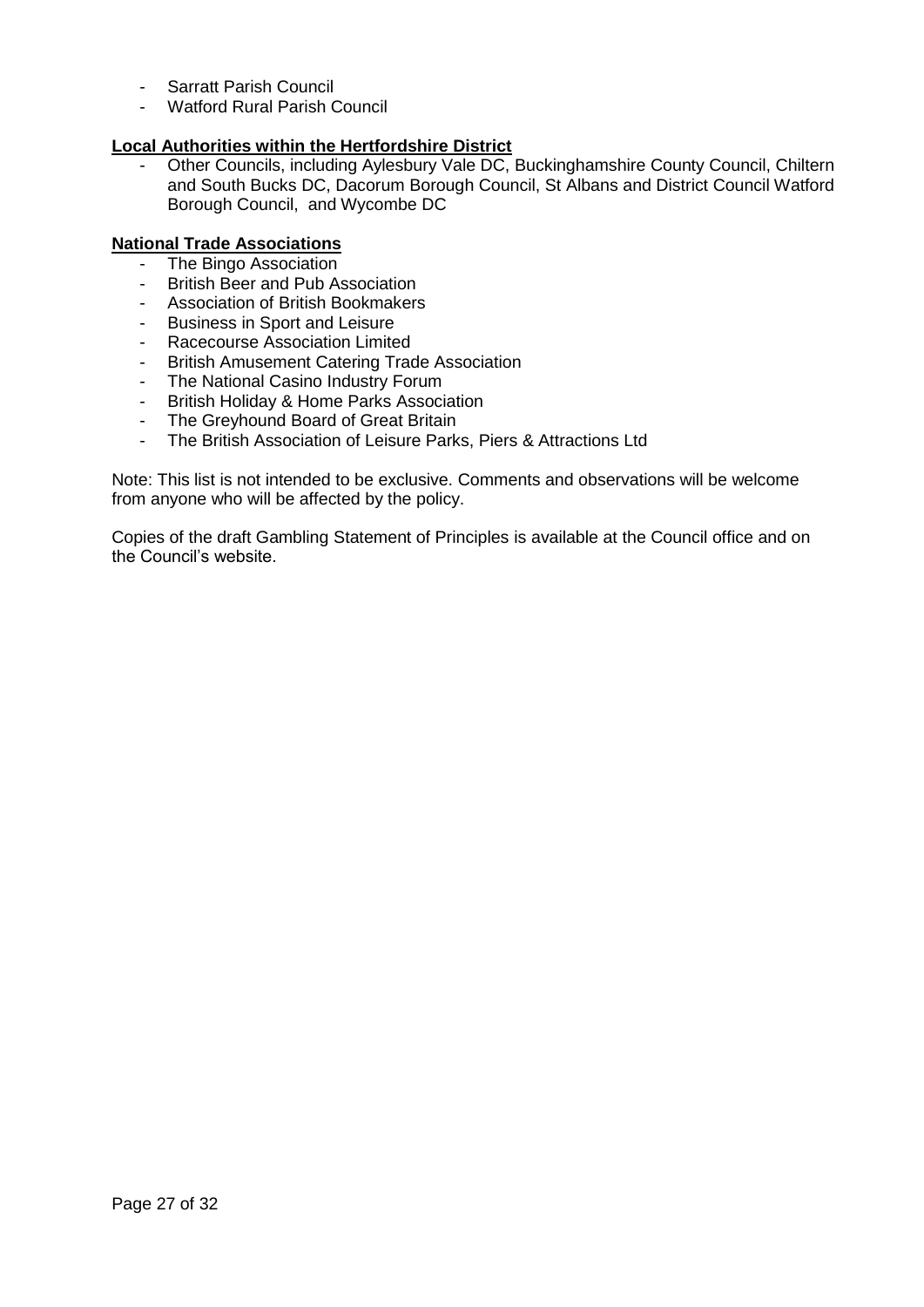- Sarratt Parish Council
- Watford Rural Parish Council

**Local Authorities within the Hertfordshire District**

- Other Councils, including Aylesbury Vale DC, Buckinghamshire County Council, Chiltern and South Bucks DC, Dacorum Borough Council, St Albans and District Council Watford Borough Council, and Wycombe DC

**National Trade Associations**

- The Bingo Association
- British Beer and Pub Association
- Association of British Bookmakers
- Business in Sport and Leisure
- Racecourse Association Limited
- British Amusement Catering Trade Association
- The National Casino Industry Forum
- British Holiday & Home Parks Association
- The Greyhound Board of Great Britain
- The British Association of Leisure Parks, Piers & Attractions Ltd

Note: This list is not intended to be exclusive. Comments and observations will be welcome from anyone who will be affected by the policy.

Copies of the draft Gambling Statement of Principles is available at the Council office and on the Council's website.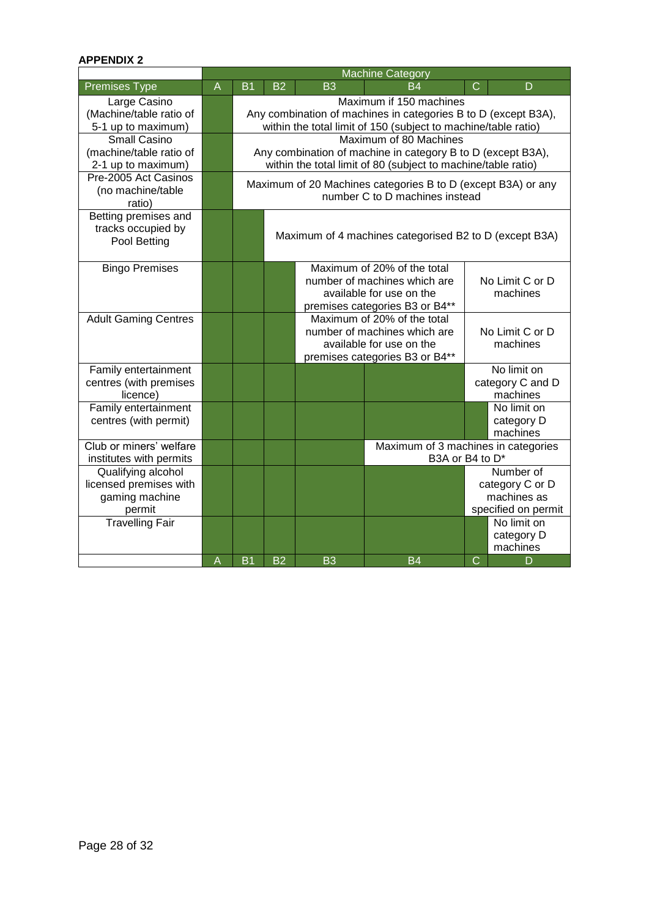**APPENDIX 2**

| | Machine Category | | | | | | |
|---|---|---|---|---|---|---|---|
| Premises Type | A | B1 | B2 | B3 | B4 | C | D |
| Large Casino (Machine/table ratio of 5-1 up to maximum) | | Maximum if 150 machines<br>Any combination of machines in categories B to D (except B3A), within the total limit of 150 (subject to machine/table ratio) | | | | | |
| Small Casino (machine/table ratio of 2-1 up to maximum) | | Maximum of 80 Machines<br>Any combination of machine in category B to D (except B3A), within the total limit of 80 (subject to machine/table ratio) | | | | | |
| Pre-2005 Act Casinos (no machine/table ratio) | | Maximum of 20 Machines categories B to D (except B3A) or any number C to D machines instead | | | | | |
| Betting premises and tracks occupied by Pool Betting | | | Maximum of 4 machines categorised B2 to D (except B3A) | | | | |
| Bingo Premises | | | | Maximum of 20% of the total number of machines which are available for use on the premises categories B3 or B4** | | No Limit C or D machines | |
| Adult Gaming Centres | | | | Maximum of 20% of the total number of machines which are available for use on the premises categories B3 or B4** | | No Limit C or D machines | |
| Family entertainment centres (with premises licence) | | | | | | No limit on category C and D machines | |
| Family entertainment centres (with permit) | | | | | | | No limit on category D machines |
| Club or miners' welfare institutes with permits | | | | | Maximum of 3 machines in categories B3A or B4 to D* | | |
| Qualifying alcohol licensed premises with gaming machine permit | | | | | | Number of category C or D machines as specified on permit | |
| Travelling Fair | | | | | | | No limit on category D machines |
| | A | B1 | B2 | B3 | B4 | C | D |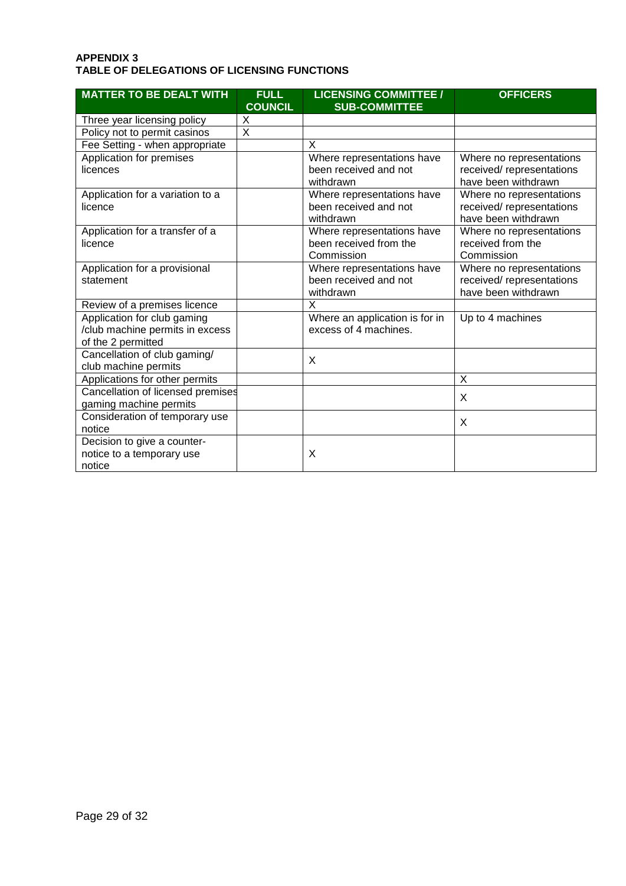**APPENDIX 3**
**TABLE OF DELEGATIONS OF LICENSING FUNCTIONS**

| MATTER TO BE DEALT WITH | FULL COUNCIL | LICENSING COMMITTEE / SUB-COMMITTEE | OFFICERS |
|---|---|---|---|
| Three year licensing policy | X | | |
| Policy not to permit casinos | X | | |
| Fee Setting - when appropriate | | X | |
| Application for premises licences | | Where representations have been received and not withdrawn | Where no representations received/ representations have been withdrawn |
| Application for a variation to a licence | | Where representations have been received and not withdrawn | Where no representations received/ representations have been withdrawn |
| Application for a transfer of a licence | | Where representations have been received from the Commission | Where no representations received from the Commission |
| Application for a provisional statement | | Where representations have been received and not withdrawn | Where no representations received/ representations have been withdrawn |
| Review of a premises licence | | X | |
| Application for club gaming /club machine permits in excess of the 2 permitted | | Where an application is for in excess of 4 machines. | Up to 4 machines |
| Cancellation of club gaming/ club machine permits | | X | |
| Applications for other permits | | | X |
| Cancellation of licensed premises gaming machine permits | | | X |
| Consideration of temporary use notice | | | X |
| Decision to give a counter-notice to a temporary use notice | | X | |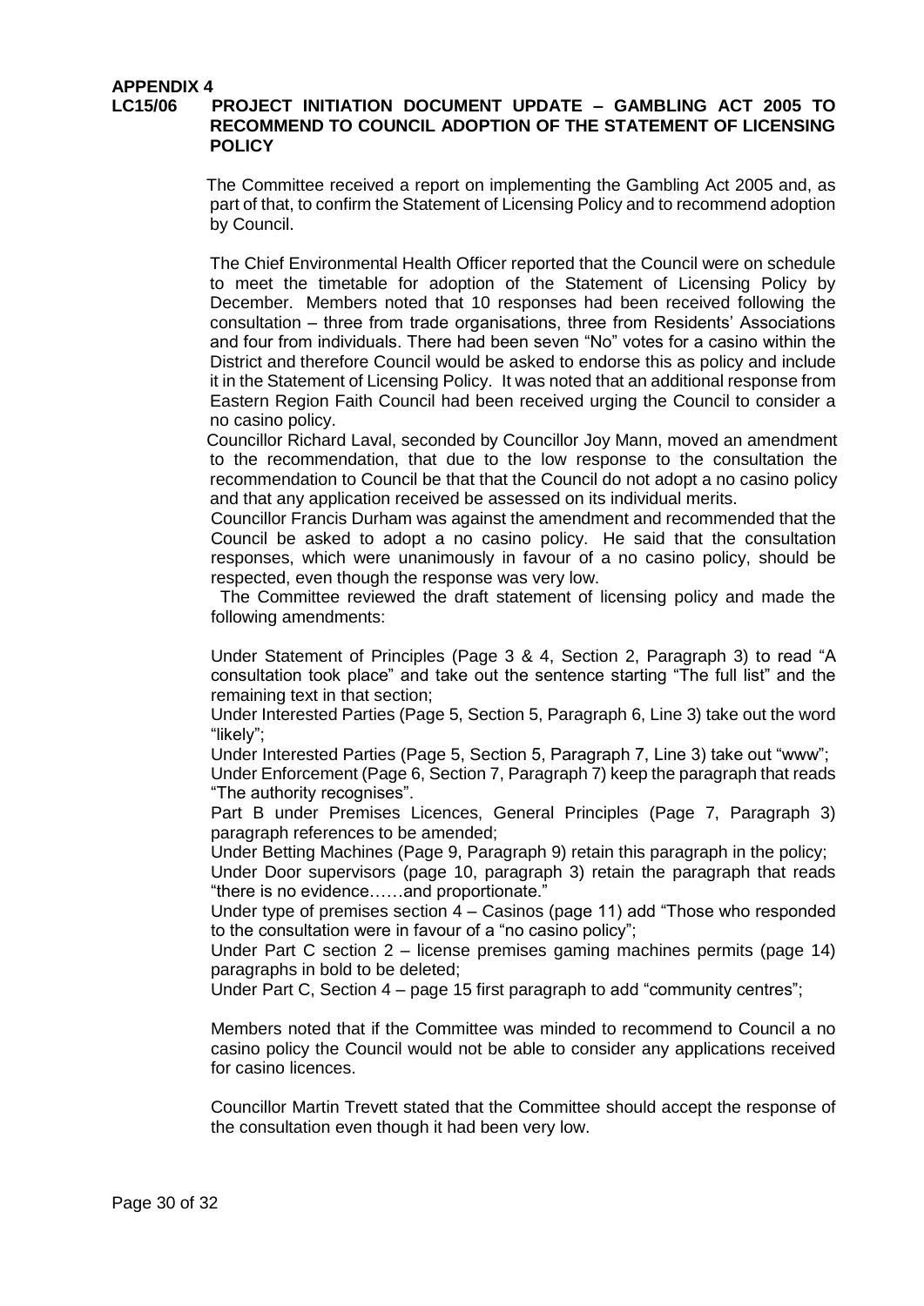**APPENDIX 4**

**LC15/06 PROJECT INITIATION DOCUMENT UPDATE – GAMBLING ACT 2005 TO RECOMMEND TO COUNCIL ADOPTION OF THE STATEMENT OF LICENSING POLICY**

The Committee received a report on implementing the Gambling Act 2005 and, as part of that, to confirm the Statement of Licensing Policy and to recommend adoption by Council.

The Chief Environmental Health Officer reported that the Council were on schedule to meet the timetable for adoption of the Statement of Licensing Policy by December. Members noted that 10 responses had been received following the consultation – three from trade organisations, three from Residents' Associations and four from individuals. There had been seven "No" votes for a casino within the District and therefore Council would be asked to endorse this as policy and include it in the Statement of Licensing Policy. It was noted that an additional response from Eastern Region Faith Council had been received urging the Council to consider a no casino policy.

Councillor Richard Laval, seconded by Councillor Joy Mann, moved an amendment to the recommendation, that due to the low response to the consultation the recommendation to Council be that that the Council do not adopt a no casino policy and that any application received be assessed on its individual merits.

Councillor Francis Durham was against the amendment and recommended that the Council be asked to adopt a no casino policy. He said that the consultation responses, which were unanimously in favour of a no casino policy, should be respected, even though the response was very low.

The Committee reviewed the draft statement of licensing policy and made the following amendments:

Under Statement of Principles (Page 3 & 4, Section 2, Paragraph 3) to read "A consultation took place" and take out the sentence starting "The full list" and the remaining text in that section;

Under Interested Parties (Page 5, Section 5, Paragraph 6, Line 3) take out the word "likely";

Under Interested Parties (Page 5, Section 5, Paragraph 7, Line 3) take out "www";

Under Enforcement (Page 6, Section 7, Paragraph 7) keep the paragraph that reads "The authority recognises".

Part B under Premises Licences, General Principles (Page 7, Paragraph 3) paragraph references to be amended;

Under Betting Machines (Page 9, Paragraph 9) retain this paragraph in the policy;

Under Door supervisors (page 10, paragraph 3) retain the paragraph that reads "there is no evidence……and proportionate."

Under type of premises section 4 – Casinos (page 11) add "Those who responded to the consultation were in favour of a "no casino policy";

Under Part C section 2 – license premises gaming machines permits (page 14) paragraphs in bold to be deleted;

Under Part C, Section 4 – page 15 first paragraph to add "community centres";

Members noted that if the Committee was minded to recommend to Council a no casino policy the Council would not be able to consider any applications received for casino licences.

Councillor Martin Trevett stated that the Committee should accept the response of the consultation even though it had been very low.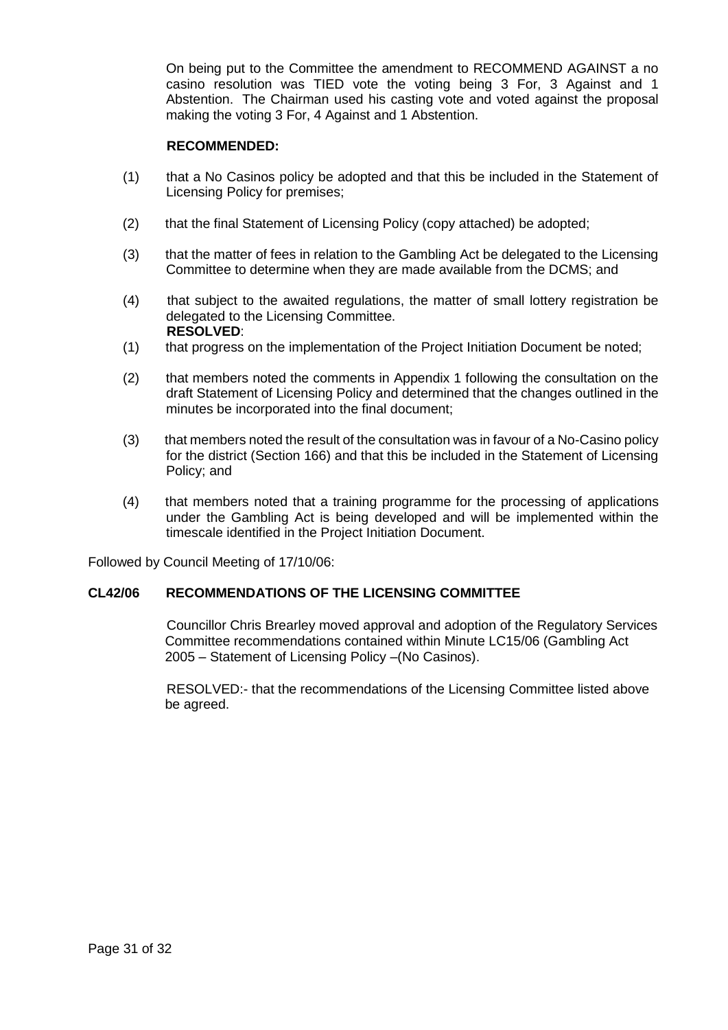On being put to the Committee the amendment to RECOMMEND AGAINST a no casino resolution was TIED vote the voting being 3 For, 3 Against and 1 Abstention. The Chairman used his casting vote and voted against the proposal making the voting 3 For, 4 Against and 1 Abstention.

**RECOMMENDED:**

(1) that a No Casinos policy be adopted and that this be included in the Statement of Licensing Policy for premises;

(2) that the final Statement of Licensing Policy (copy attached) be adopted;

(3) that the matter of fees in relation to the Gambling Act be delegated to the Licensing Committee to determine when they are made available from the DCMS; and

(4) that subject to the awaited regulations, the matter of small lottery registration be delegated to the Licensing Committee.

**RESOLVED**:

(1) that progress on the implementation of the Project Initiation Document be noted;

(2) that members noted the comments in Appendix 1 following the consultation on the draft Statement of Licensing Policy and determined that the changes outlined in the minutes be incorporated into the final document;

(3) that members noted the result of the consultation was in favour of a No-Casino policy for the district (Section 166) and that this be included in the Statement of Licensing Policy; and

(4) that members noted that a training programme for the processing of applications under the Gambling Act is being developed and will be implemented within the timescale identified in the Project Initiation Document.

Followed by Council Meeting of 17/10/06:

**CL42/06 RECOMMENDATIONS OF THE LICENSING COMMITTEE**

Councillor Chris Brearley moved approval and adoption of the Regulatory Services Committee recommendations contained within Minute LC15/06 (Gambling Act 2005 – Statement of Licensing Policy –(No Casinos).

RESOLVED:- that the recommendations of the Licensing Committee listed above be agreed.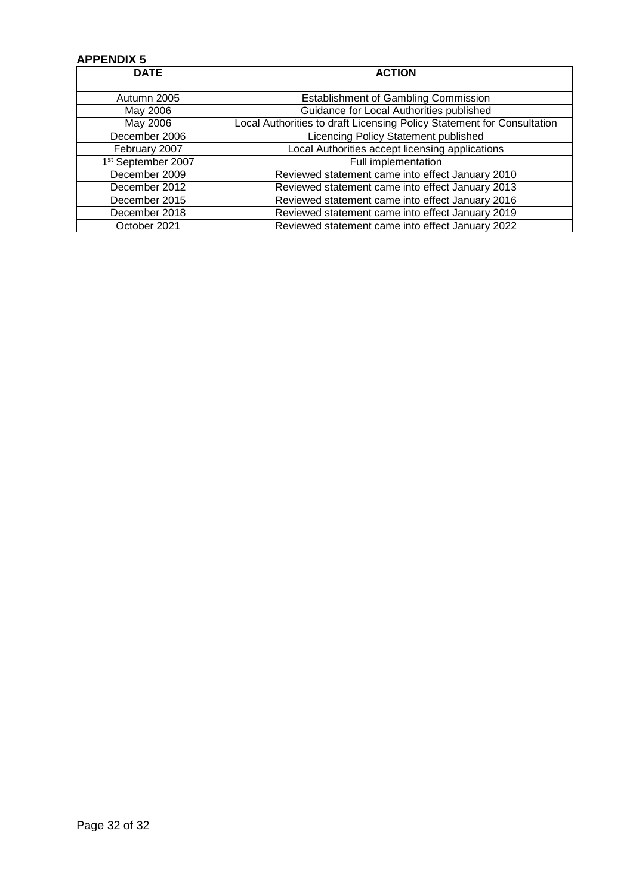**APPENDIX 5**

| DATE | ACTION |
|---|---|
| Autumn 2005 | Establishment of Gambling Commission |
| May 2006 | Guidance for Local Authorities published |
| May 2006 | Local Authorities to draft Licensing Policy Statement for Consultation |
| December 2006 | Licencing Policy Statement published |
| February 2007 | Local Authorities accept licensing applications |
| 1st September 2007 | Full implementation |
| December 2009 | Reviewed statement came into effect January 2010 |
| December 2012 | Reviewed statement came into effect January 2013 |
| December 2015 | Reviewed statement came into effect January 2016 |
| December 2018 | Reviewed statement came into effect January 2019 |
| October 2021 | Reviewed statement came into effect January 2022 |